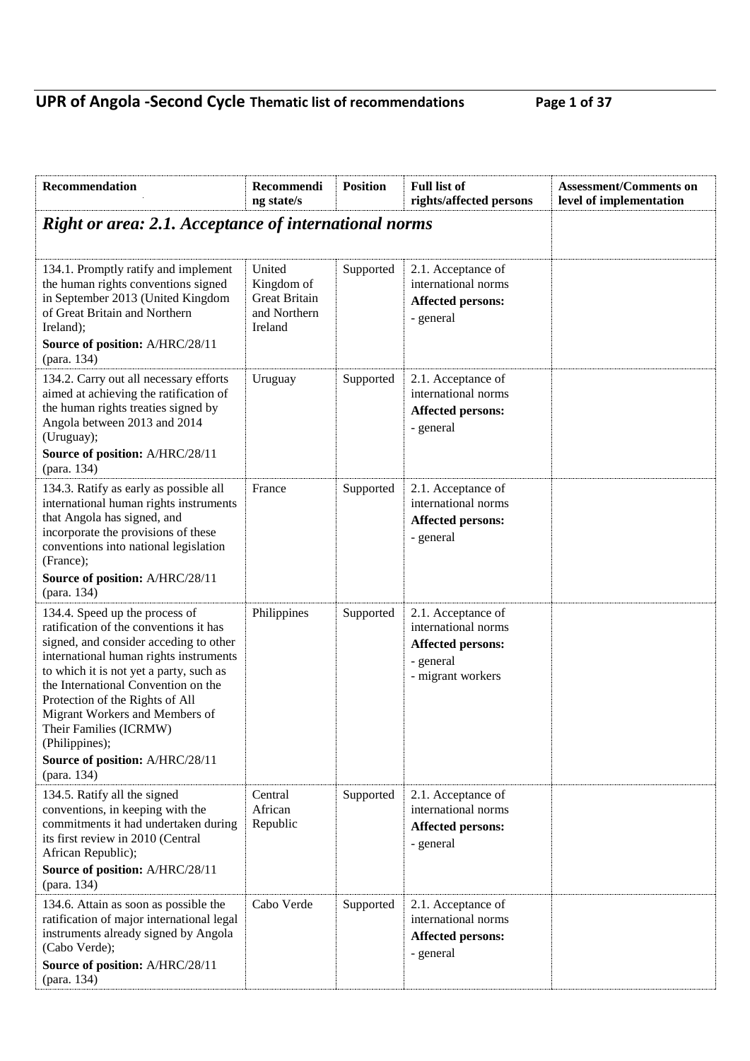| Recommendation | Recommending state/s | Position | Full list of rights/affected persons | Assessment/Comments on level of implementation |
|---|---|---|---|---|
| ***Right or area: 2.1. Acceptance of international norms*** | | | | |
| 134.1. Promptly ratify and implement the human rights conventions signed in September 2013 (United Kingdom of Great Britain and Northern Ireland);<br>**Source of position:** A/HRC/28/11 (para. 134) | United Kingdom of Great Britain and Northern Ireland | Supported | 2.1. Acceptance of international norms<br>**Affected persons:**<br>- general | |
| 134.2. Carry out all necessary efforts aimed at achieving the ratification of the human rights treaties signed by Angola between 2013 and 2014 (Uruguay);<br>**Source of position:** A/HRC/28/11 (para. 134) | Uruguay | Supported | 2.1. Acceptance of international norms<br>**Affected persons:**<br>- general | |
| 134.3. Ratify as early as possible all international human rights instruments that Angola has signed, and incorporate the provisions of these conventions into national legislation (France);<br>**Source of position:** A/HRC/28/11 (para. 134) | France | Supported | 2.1. Acceptance of international norms<br>**Affected persons:**<br>- general | |
| 134.4. Speed up the process of ratification of the conventions it has signed, and consider acceding to other international human rights instruments to which it is not yet a party, such as the International Convention on the Protection of the Rights of All Migrant Workers and Members of Their Families (ICRMW) (Philippines);<br>**Source of position:** A/HRC/28/11 (para. 134) | Philippines | Supported | 2.1. Acceptance of international norms<br>**Affected persons:**<br>- general<br>- migrant workers | |
| 134.5. Ratify all the signed conventions, in keeping with the commitments it had undertaken during its first review in 2010 (Central African Republic);<br>**Source of position:** A/HRC/28/11 (para. 134) | Central African Republic | Supported | 2.1. Acceptance of international norms<br>**Affected persons:**<br>- general | |
| 134.6. Attain as soon as possible the ratification of major international legal instruments already signed by Angola (Cabo Verde);<br>**Source of position:** A/HRC/28/11 (para. 134) | Cabo Verde | Supported | 2.1. Acceptance of international norms<br>**Affected persons:**<br>- general | |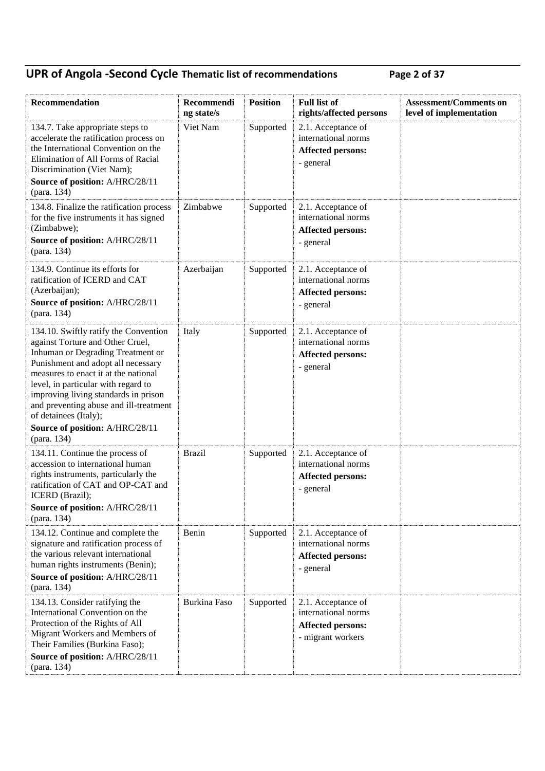| Recommendation | Recommending state/s | Position | Full list of rights/affected persons | Assessment/Comments on level of implementation |
|---|---|---|---|---|
| 134.7. Take appropriate steps to accelerate the ratification process on the International Convention on the Elimination of All Forms of Racial Discrimination (Viet Nam);<br>**Source of position:** A/HRC/28/11 (para. 134) | Viet Nam | Supported | 2.1. Acceptance of international norms<br>**Affected persons:**<br>- general | |
| 134.8. Finalize the ratification process for the five instruments it has signed (Zimbabwe);<br>**Source of position:** A/HRC/28/11 (para. 134) | Zimbabwe | Supported | 2.1. Acceptance of international norms<br>**Affected persons:**<br>- general | |
| 134.9. Continue its efforts for ratification of ICERD and CAT (Azerbaijan);<br>**Source of position:** A/HRC/28/11 (para. 134) | Azerbaijan | Supported | 2.1. Acceptance of international norms<br>**Affected persons:**<br>- general | |
| 134.10. Swiftly ratify the Convention against Torture and Other Cruel, Inhuman or Degrading Treatment or Punishment and adopt all necessary measures to enact it at the national level, in particular with regard to improving living standards in prison and preventing abuse and ill-treatment of detainees (Italy);<br>**Source of position:** A/HRC/28/11 (para. 134) | Italy | Supported | 2.1. Acceptance of international norms<br>**Affected persons:**<br>- general | |
| 134.11. Continue the process of accession to international human rights instruments, particularly the ratification of CAT and OP-CAT and ICERD (Brazil);<br>**Source of position:** A/HRC/28/11 (para. 134) | Brazil | Supported | 2.1. Acceptance of international norms<br>**Affected persons:**<br>- general | |
| 134.12. Continue and complete the signature and ratification process of the various relevant international human rights instruments (Benin);<br>**Source of position:** A/HRC/28/11 (para. 134) | Benin | Supported | 2.1. Acceptance of international norms<br>**Affected persons:**<br>- general | |
| 134.13. Consider ratifying the International Convention on the Protection of the Rights of All Migrant Workers and Members of Their Families (Burkina Faso);<br>**Source of position:** A/HRC/28/11 (para. 134) | Burkina Faso | Supported | 2.1. Acceptance of international norms<br>**Affected persons:**<br>- migrant workers | |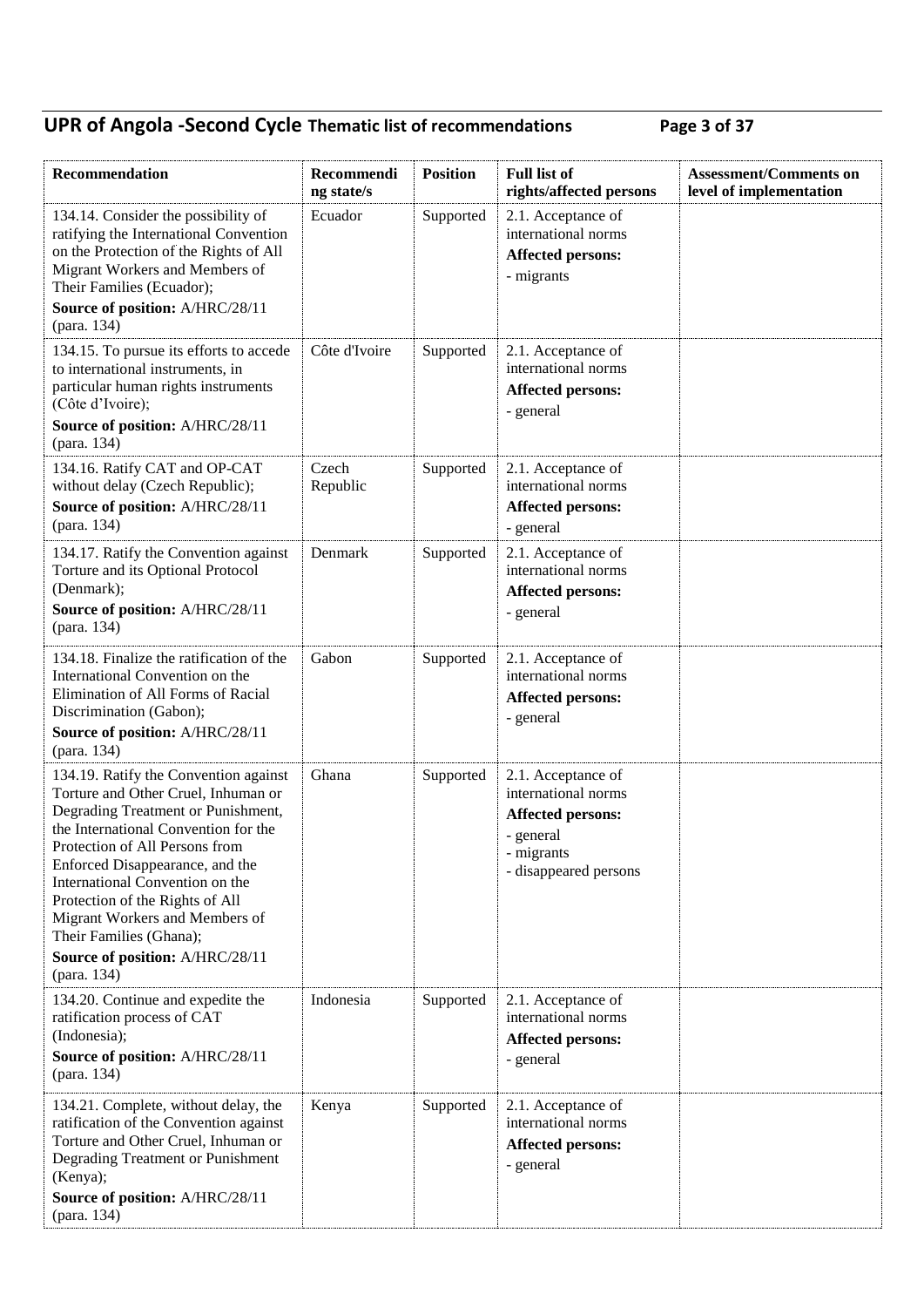| Recommendation | Recommending state/s | Position | Full list of rights/affected persons | Assessment/Comments on level of implementation |
|---|---|---|---|---|
| 134.14. Consider the possibility of ratifying the International Convention on the Protection of the Rights of All Migrant Workers and Members of Their Families (Ecuador);<br>**Source of position:** A/HRC/28/11 (para. 134) | Ecuador | Supported | 2.1. Acceptance of international norms<br>**Affected persons:**<br>- migrants | |
| 134.15. To pursue its efforts to accede to international instruments, in particular human rights instruments (Côte d'Ivoire);<br>**Source of position:** A/HRC/28/11 (para. 134) | Côte d'Ivoire | Supported | 2.1. Acceptance of international norms<br>**Affected persons:**<br>- general | |
| 134.16. Ratify CAT and OP-CAT without delay (Czech Republic);<br>**Source of position:** A/HRC/28/11 (para. 134) | Czech Republic | Supported | 2.1. Acceptance of international norms<br>**Affected persons:**<br>- general | |
| 134.17. Ratify the Convention against Torture and its Optional Protocol (Denmark);<br>**Source of position:** A/HRC/28/11 (para. 134) | Denmark | Supported | 2.1. Acceptance of international norms<br>**Affected persons:**<br>- general | |
| 134.18. Finalize the ratification of the International Convention on the Elimination of All Forms of Racial Discrimination (Gabon);<br>**Source of position:** A/HRC/28/11 (para. 134) | Gabon | Supported | 2.1. Acceptance of international norms<br>**Affected persons:**<br>- general | |
| 134.19. Ratify the Convention against Torture and Other Cruel, Inhuman or Degrading Treatment or Punishment, the International Convention for the Protection of All Persons from Enforced Disappearance, and the International Convention on the Protection of the Rights of All Migrant Workers and Members of Their Families (Ghana);<br>**Source of position:** A/HRC/28/11 (para. 134) | Ghana | Supported | 2.1. Acceptance of international norms<br>**Affected persons:**<br>- general<br>- migrants<br>- disappeared persons | |
| 134.20. Continue and expedite the ratification process of CAT (Indonesia);<br>**Source of position:** A/HRC/28/11 (para. 134) | Indonesia | Supported | 2.1. Acceptance of international norms<br>**Affected persons:**<br>- general | |
| 134.21. Complete, without delay, the ratification of the Convention against Torture and Other Cruel, Inhuman or Degrading Treatment or Punishment (Kenya);<br>**Source of position:** A/HRC/28/11 (para. 134) | Kenya | Supported | 2.1. Acceptance of international norms<br>**Affected persons:**<br>- general | |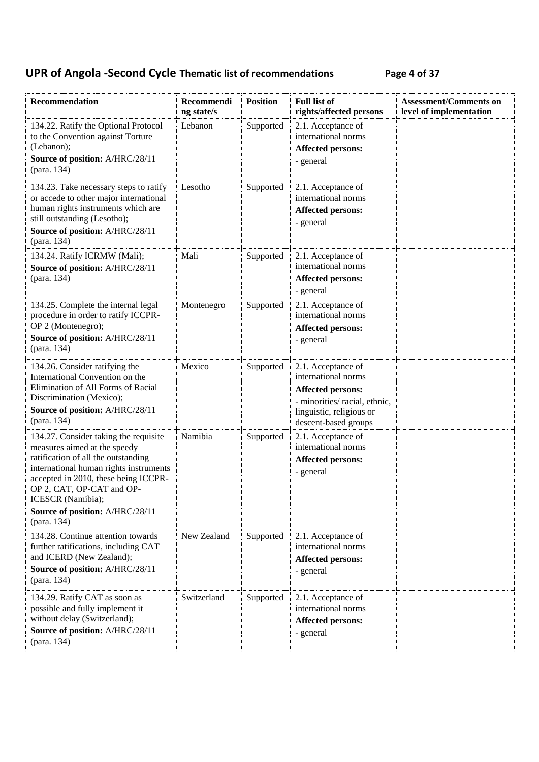| Recommendation | Recommending state/s | Position | Full list of rights/affected persons | Assessment/Comments on level of implementation |
|---|---|---|---|---|
| 134.22. Ratify the Optional Protocol to the Convention against Torture (Lebanon);<br>**Source of position:** A/HRC/28/11 (para. 134) | Lebanon | Supported | 2.1. Acceptance of international norms<br>**Affected persons:**<br>- general | |
| 134.23. Take necessary steps to ratify or accede to other major international human rights instruments which are still outstanding (Lesotho);<br>**Source of position:** A/HRC/28/11 (para. 134) | Lesotho | Supported | 2.1. Acceptance of international norms<br>**Affected persons:**<br>- general | |
| 134.24. Ratify ICRMW (Mali);<br>**Source of position:** A/HRC/28/11 (para. 134) | Mali | Supported | 2.1. Acceptance of international norms<br>**Affected persons:**<br>- general | |
| 134.25. Complete the internal legal procedure in order to ratify ICCPR-OP 2 (Montenegro);<br>**Source of position:** A/HRC/28/11 (para. 134) | Montenegro | Supported | 2.1. Acceptance of international norms<br>**Affected persons:**<br>- general | |
| 134.26. Consider ratifying the International Convention on the Elimination of All Forms of Racial Discrimination (Mexico);<br>**Source of position:** A/HRC/28/11 (para. 134) | Mexico | Supported | 2.1. Acceptance of international norms<br>**Affected persons:**<br>- minorities/ racial, ethnic, linguistic, religious or descent-based groups | |
| 134.27. Consider taking the requisite measures aimed at the speedy ratification of all the outstanding international human rights instruments accepted in 2010, these being ICCPR-OP 2, CAT, OP-CAT and OP-ICESCR (Namibia);<br>**Source of position:** A/HRC/28/11 (para. 134) | Namibia | Supported | 2.1. Acceptance of international norms<br>**Affected persons:**<br>- general | |
| 134.28. Continue attention towards further ratifications, including CAT and ICERD (New Zealand);<br>**Source of position:** A/HRC/28/11 (para. 134) | New Zealand | Supported | 2.1. Acceptance of international norms<br>**Affected persons:**<br>- general | |
| 134.29. Ratify CAT as soon as possible and fully implement it without delay (Switzerland);<br>**Source of position:** A/HRC/28/11 (para. 134) | Switzerland | Supported | 2.1. Acceptance of international norms<br>**Affected persons:**<br>- general | |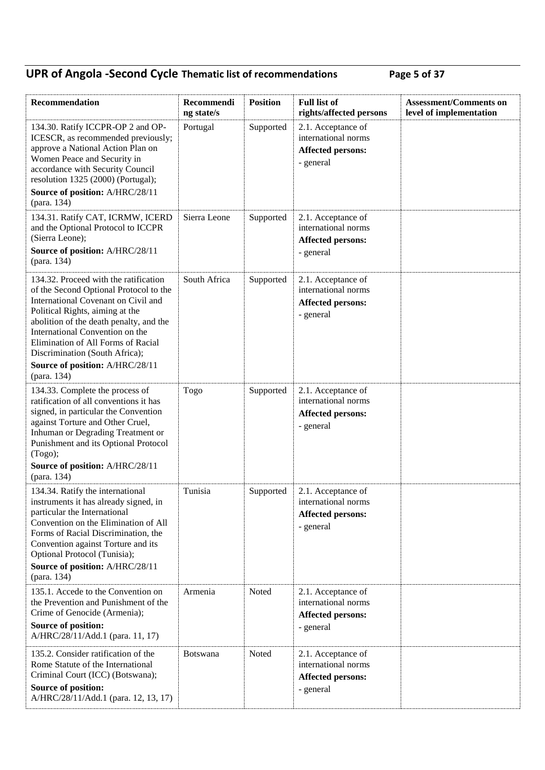| Recommendation | Recommending state/s | Position | Full list of rights/affected persons | Assessment/Comments on level of implementation |
|---|---|---|---|---|
| 134.30. Ratify ICCPR-OP 2 and OP-ICESCR, as recommended previously; approve a National Action Plan on Women Peace and Security in accordance with Security Council resolution 1325 (2000) (Portugal); **Source of position:** A/HRC/28/11 (para. 134) | Portugal | Supported | 2.1. Acceptance of international norms **Affected persons:** - general | |
| 134.31. Ratify CAT, ICRMW, ICERD and the Optional Protocol to ICCPR (Sierra Leone); **Source of position:** A/HRC/28/11 (para. 134) | Sierra Leone | Supported | 2.1. Acceptance of international norms **Affected persons:** - general | |
| 134.32. Proceed with the ratification of the Second Optional Protocol to the International Covenant on Civil and Political Rights, aiming at the abolition of the death penalty, and the International Convention on the Elimination of All Forms of Racial Discrimination (South Africa); **Source of position:** A/HRC/28/11 (para. 134) | South Africa | Supported | 2.1. Acceptance of international norms **Affected persons:** - general | |
| 134.33. Complete the process of ratification of all conventions it has signed, in particular the Convention against Torture and Other Cruel, Inhuman or Degrading Treatment or Punishment and its Optional Protocol (Togo); **Source of position:** A/HRC/28/11 (para. 134) | Togo | Supported | 2.1. Acceptance of international norms **Affected persons:** - general | |
| 134.34. Ratify the international instruments it has already signed, in particular the International Convention on the Elimination of All Forms of Racial Discrimination, the Convention against Torture and its Optional Protocol (Tunisia); **Source of position:** A/HRC/28/11 (para. 134) | Tunisia | Supported | 2.1. Acceptance of international norms **Affected persons:** - general | |
| 135.1. Accede to the Convention on the Prevention and Punishment of the Crime of Genocide (Armenia); **Source of position:** A/HRC/28/11/Add.1 (para. 11, 17) | Armenia | Noted | 2.1. Acceptance of international norms **Affected persons:** - general | |
| 135.2. Consider ratification of the Rome Statute of the International Criminal Court (ICC) (Botswana); **Source of position:** A/HRC/28/11/Add.1 (para. 12, 13, 17) | Botswana | Noted | 2.1. Acceptance of international norms **Affected persons:** - general | |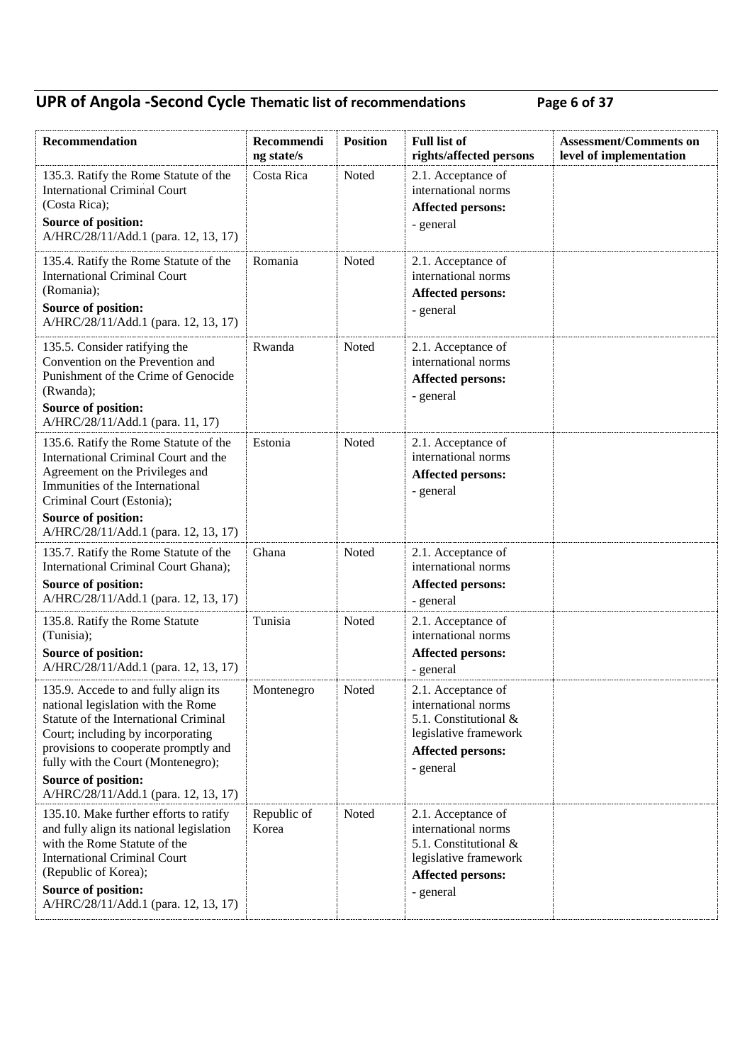| Recommendation | Recommending state/s | Position | Full list of rights/affected persons | Assessment/Comments on level of implementation |
|---|---|---|---|---|
| 135.3. Ratify the Rome Statute of the International Criminal Court (Costa Rica);<br>**Source of position:** A/HRC/28/11/Add.1 (para. 12, 13, 17) | Costa Rica | Noted | 2.1. Acceptance of international norms<br>**Affected persons:**<br>- general | |
| 135.4. Ratify the Rome Statute of the International Criminal Court (Romania);<br>**Source of position:** A/HRC/28/11/Add.1 (para. 12, 13, 17) | Romania | Noted | 2.1. Acceptance of international norms<br>**Affected persons:**<br>- general | |
| 135.5. Consider ratifying the Convention on the Prevention and Punishment of the Crime of Genocide (Rwanda);<br>**Source of position:** A/HRC/28/11/Add.1 (para. 11, 17) | Rwanda | Noted | 2.1. Acceptance of international norms<br>**Affected persons:**<br>- general | |
| 135.6. Ratify the Rome Statute of the International Criminal Court and the Agreement on the Privileges and Immunities of the International Criminal Court (Estonia);<br>**Source of position:** A/HRC/28/11/Add.1 (para. 12, 13, 17) | Estonia | Noted | 2.1. Acceptance of international norms<br>**Affected persons:**<br>- general | |
| 135.7. Ratify the Rome Statute of the International Criminal Court Ghana);<br>**Source of position:** A/HRC/28/11/Add.1 (para. 12, 13, 17) | Ghana | Noted | 2.1. Acceptance of international norms<br>**Affected persons:**<br>- general | |
| 135.8. Ratify the Rome Statute (Tunisia);<br>**Source of position:** A/HRC/28/11/Add.1 (para. 12, 13, 17) | Tunisia | Noted | 2.1. Acceptance of international norms<br>**Affected persons:**<br>- general | |
| 135.9. Accede to and fully align its national legislation with the Rome Statute of the International Criminal Court; including by incorporating provisions to cooperate promptly and fully with the Court (Montenegro);<br>**Source of position:** A/HRC/28/11/Add.1 (para. 12, 13, 17) | Montenegro | Noted | 2.1. Acceptance of international norms<br>5.1. Constitutional & legislative framework<br>**Affected persons:**<br>- general | |
| 135.10. Make further efforts to ratify and fully align its national legislation with the Rome Statute of the International Criminal Court (Republic of Korea);<br>**Source of position:** A/HRC/28/11/Add.1 (para. 12, 13, 17) | Republic of Korea | Noted | 2.1. Acceptance of international norms<br>5.1. Constitutional & legislative framework<br>**Affected persons:**<br>- general | |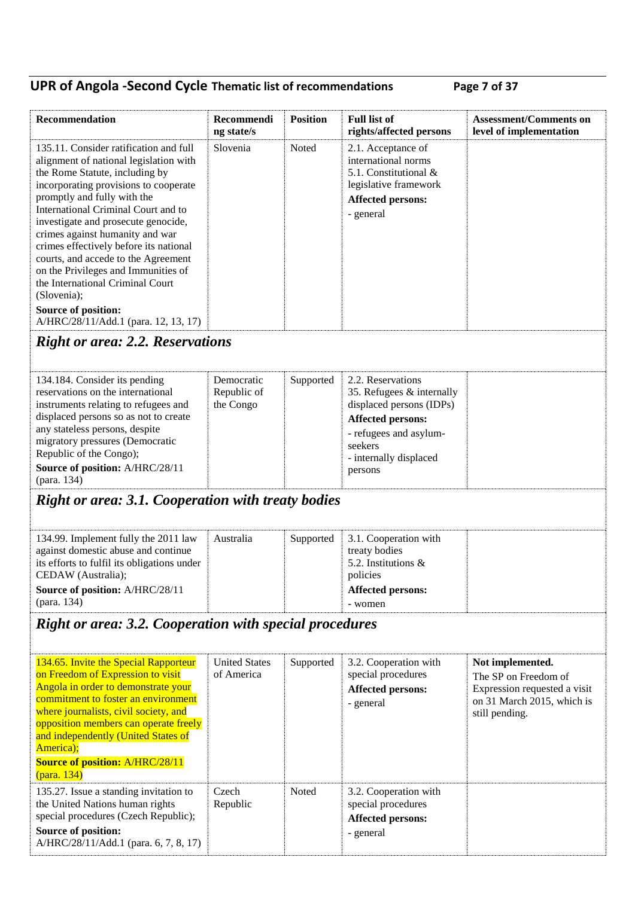| Recommendation | Recommending state/s | Position | Full list of rights/affected persons | Assessment/Comments on level of implementation |
|---|---|---|---|---|
| 135.11. Consider ratification and full alignment of national legislation with the Rome Statute, including by incorporating provisions to cooperate promptly and fully with the International Criminal Court and to investigate and prosecute genocide, crimes against humanity and war crimes effectively before its national courts, and accede to the Agreement on the Privileges and Immunities of the International Criminal Court (Slovenia);<br>**Source of position:** A/HRC/28/11/Add.1 (para. 12, 13, 17) | Slovenia | Noted | 2.1. Acceptance of international norms<br>5.1. Constitutional & legislative framework<br>**Affected persons:**<br>- general | |

## *Right or area: 2.2. Reservations*

| Recommendation | Recommending state/s | Position | Full list of rights/affected persons | Assessment/Comments on level of implementation |
|---|---|---|---|---|
| 134.184. Consider its pending reservations on the international instruments relating to refugees and displaced persons so as not to create any stateless persons, despite migratory pressures (Democratic Republic of the Congo);<br>**Source of position:** A/HRC/28/11 (para. 134) | Democratic Republic of the Congo | Supported | 2.2. Reservations<br>35. Refugees & internally displaced persons (IDPs)<br>**Affected persons:**<br>- refugees and asylum-seekers<br>- internally displaced persons | |

## *Right or area: 3.1. Cooperation with treaty bodies*

| Recommendation | Recommending state/s | Position | Full list of rights/affected persons | Assessment/Comments on level of implementation |
|---|---|---|---|---|
| 134.99. Implement fully the 2011 law against domestic abuse and continue its efforts to fulfil its obligations under CEDAW (Australia);<br>**Source of position:** A/HRC/28/11 (para. 134) | Australia | Supported | 3.1. Cooperation with treaty bodies<br>5.2. Institutions & policies<br>**Affected persons:**<br>- women | |

## *Right or area: 3.2. Cooperation with special procedures*

| Recommendation | Recommending state/s | Position | Full list of rights/affected persons | Assessment/Comments on level of implementation |
|---|---|---|---|---|
| 134.65. Invite the Special Rapporteur on Freedom of Expression to visit Angola in order to demonstrate your commitment to foster an environment where journalists, civil society, and opposition members can operate freely and independently (United States of America);<br>**Source of position:** A/HRC/28/11 (para. 134) | United States of America | Supported | 3.2. Cooperation with special procedures<br>**Affected persons:**<br>- general | **Not implemented.**<br>The SP on Freedom of Expression requested a visit on 31 March 2015, which is still pending. |
| 135.27. Issue a standing invitation to the United Nations human rights special procedures (Czech Republic);<br>**Source of position:** A/HRC/28/11/Add.1 (para. 6, 7, 8, 17) | Czech Republic | Noted | 3.2. Cooperation with special procedures<br>**Affected persons:**<br>- general | |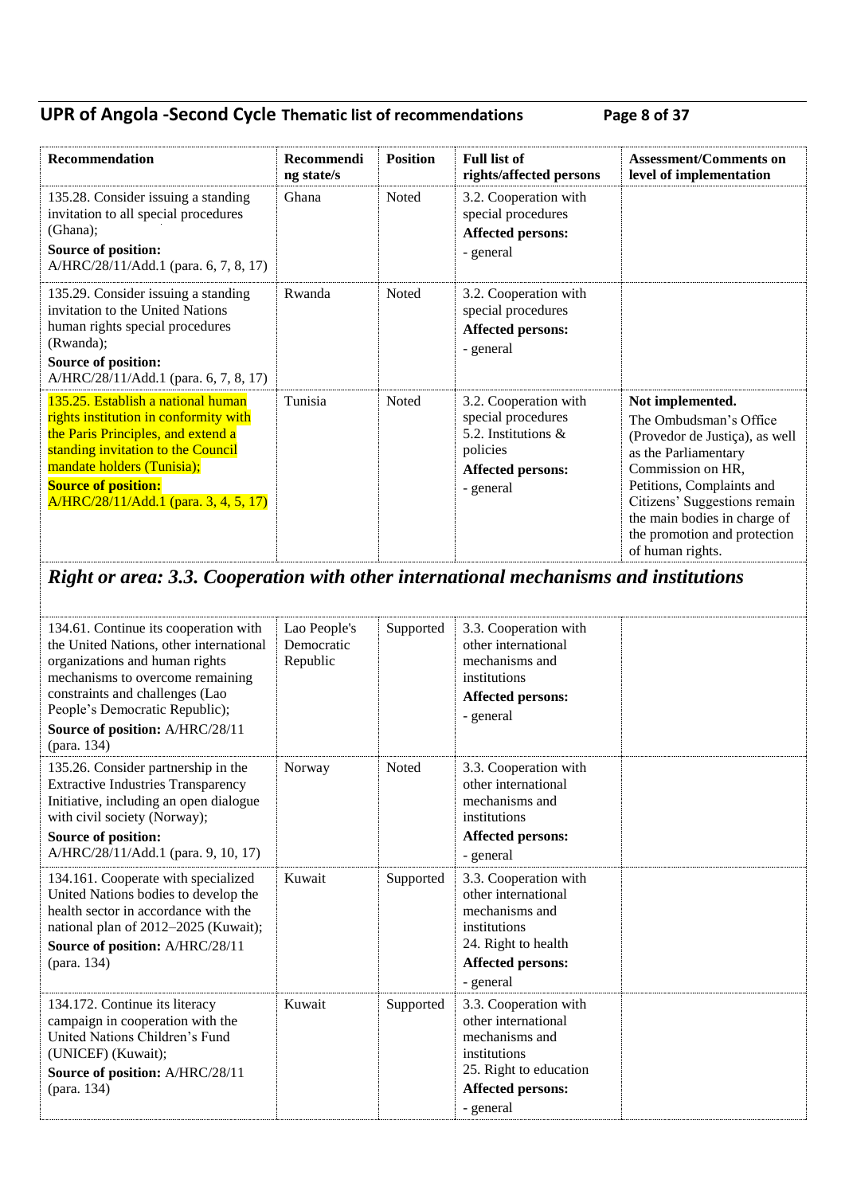| Recommendation | Recommending state/s | Position | Full list of rights/affected persons | Assessment/Comments on level of implementation |
|---|---|---|---|---|
| 135.28. Consider issuing a standing invitation to all special procedures (Ghana);<br>**Source of position:** A/HRC/28/11/Add.1 (para. 6, 7, 8, 17) | Ghana | Noted | 3.2. Cooperation with special procedures<br>**Affected persons:**<br>- general | |
| 135.29. Consider issuing a standing invitation to the United Nations human rights special procedures (Rwanda);<br>**Source of position:** A/HRC/28/11/Add.1 (para. 6, 7, 8, 17) | Rwanda | Noted | 3.2. Cooperation with special procedures<br>**Affected persons:**<br>- general | |
| 135.25. Establish a national human rights institution in conformity with the Paris Principles, and extend a standing invitation to the Council mandate holders (Tunisia);<br>**Source of position:** A/HRC/28/11/Add.1 (para. 3, 4, 5, 17) | Tunisia | Noted | 3.2. Cooperation with special procedures<br>5.2. Institutions & policies<br>**Affected persons:**<br>- general | **Not implemented.**<br>The Ombudsman's Office (Provedor de Justiça), as well as the Parliamentary Commission on HR, Petitions, Complaints and Citizens' Suggestions remain the main bodies in charge of the promotion and protection of human rights. |
| ***Right or area: 3.3. Cooperation with other international mechanisms and institutions*** | | | | |
| 134.61. Continue its cooperation with the United Nations, other international organizations and human rights mechanisms to overcome remaining constraints and challenges (Lao People's Democratic Republic);<br>**Source of position:** A/HRC/28/11 (para. 134) | Lao People's Democratic Republic | Supported | 3.3. Cooperation with other international mechanisms and institutions<br>**Affected persons:**<br>- general | |
| 135.26. Consider partnership in the Extractive Industries Transparency Initiative, including an open dialogue with civil society (Norway);<br>**Source of position:** A/HRC/28/11/Add.1 (para. 9, 10, 17) | Norway | Noted | 3.3. Cooperation with other international mechanisms and institutions<br>**Affected persons:**<br>- general | |
| 134.161. Cooperate with specialized United Nations bodies to develop the health sector in accordance with the national plan of 2012–2025 (Kuwait);<br>**Source of position:** A/HRC/28/11 (para. 134) | Kuwait | Supported | 3.3. Cooperation with other international mechanisms and institutions<br>24. Right to health<br>**Affected persons:**<br>- general | |
| 134.172. Continue its literacy campaign in cooperation with the United Nations Children's Fund (UNICEF) (Kuwait);<br>**Source of position:** A/HRC/28/11 (para. 134) | Kuwait | Supported | 3.3. Cooperation with other international mechanisms and institutions<br>25. Right to education<br>**Affected persons:**<br>- general | |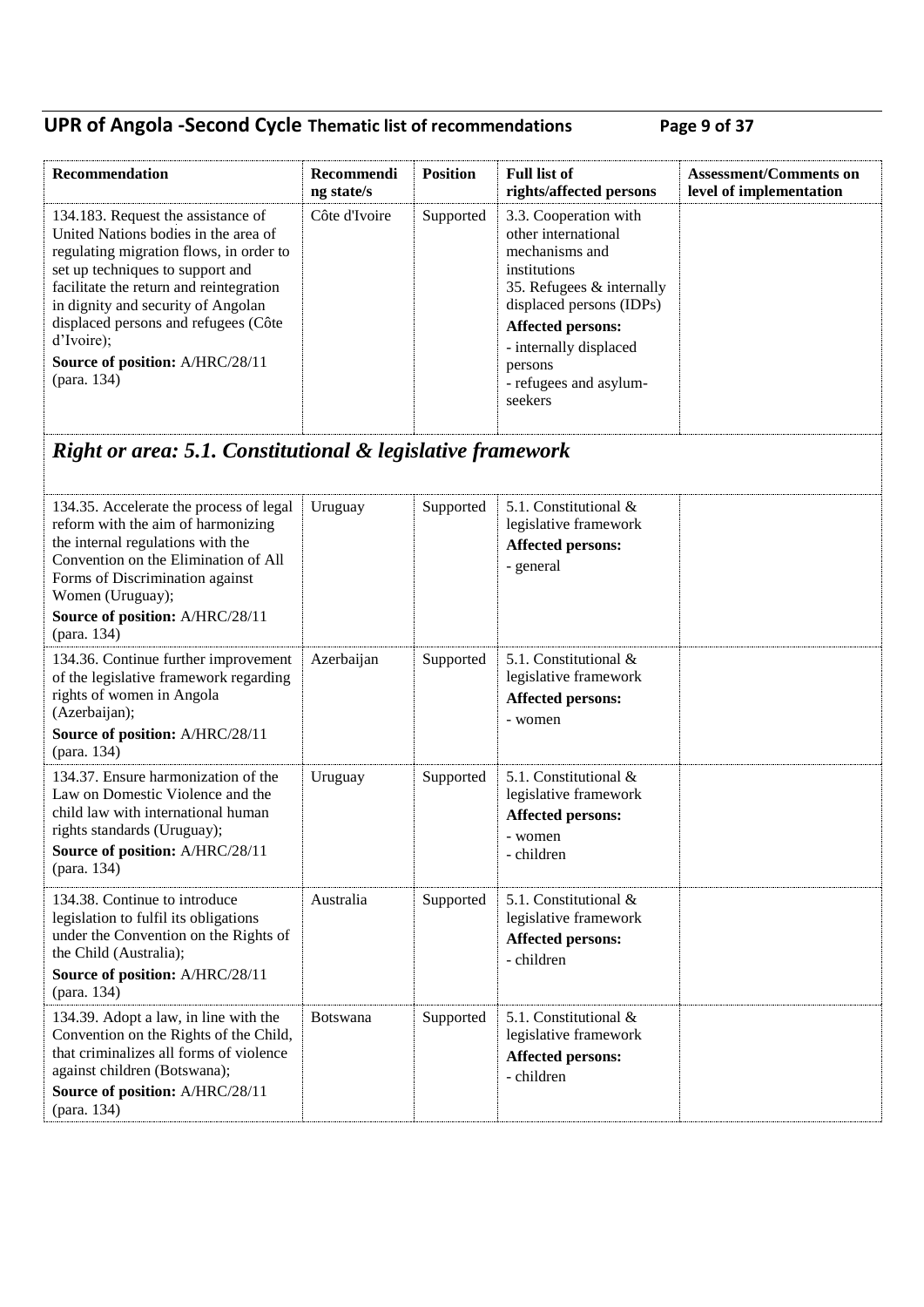| Recommendation | Recommending state/s | Position | Full list of rights/affected persons | Assessment/Comments on level of implementation |
|---|---|---|---|---|
| 134.183. Request the assistance of United Nations bodies in the area of regulating migration flows, in order to set up techniques to support and facilitate the return and reintegration in dignity and security of Angolan displaced persons and refugees (Côte d'Ivoire);<br>**Source of position:** A/HRC/28/11 (para. 134) | Côte d'Ivoire | Supported | 3.3. Cooperation with other international mechanisms and institutions<br>35. Refugees & internally displaced persons (IDPs)<br>**Affected persons:**<br>- internally displaced persons<br>- refugees and asylum-seekers | |

## *Right or area: 5.1. Constitutional & legislative framework*

| Recommendation | Recommending state/s | Position | Full list of rights/affected persons | Assessment/Comments on level of implementation |
|---|---|---|---|---|
| 134.35. Accelerate the process of legal reform with the aim of harmonizing the internal regulations with the Convention on the Elimination of All Forms of Discrimination against Women (Uruguay);<br>**Source of position:** A/HRC/28/11 (para. 134) | Uruguay | Supported | 5.1. Constitutional & legislative framework<br>**Affected persons:**<br>- general | |
| 134.36. Continue further improvement of the legislative framework regarding rights of women in Angola (Azerbaijan);<br>**Source of position:** A/HRC/28/11 (para. 134) | Azerbaijan | Supported | 5.1. Constitutional & legislative framework<br>**Affected persons:**<br>- women | |
| 134.37. Ensure harmonization of the Law on Domestic Violence and the child law with international human rights standards (Uruguay);<br>**Source of position:** A/HRC/28/11 (para. 134) | Uruguay | Supported | 5.1. Constitutional & legislative framework<br>**Affected persons:**<br>- women<br>- children | |
| 134.38. Continue to introduce legislation to fulfil its obligations under the Convention on the Rights of the Child (Australia);<br>**Source of position:** A/HRC/28/11 (para. 134) | Australia | Supported | 5.1. Constitutional & legislative framework<br>**Affected persons:**<br>- children | |
| 134.39. Adopt a law, in line with the Convention on the Rights of the Child, that criminalizes all forms of violence against children (Botswana);<br>**Source of position:** A/HRC/28/11 (para. 134) | Botswana | Supported | 5.1. Constitutional & legislative framework<br>**Affected persons:**<br>- children | |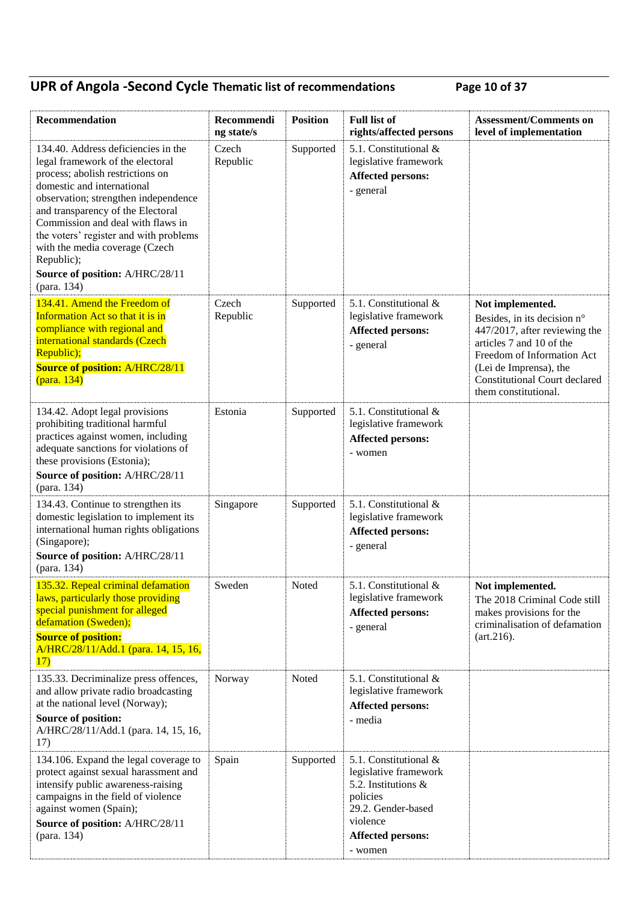| Recommendation | Recommending state/s | Position | Full list of rights/affected persons | Assessment/Comments on level of implementation |
|---|---|---|---|---|
| 134.40. Address deficiencies in the legal framework of the electoral process; abolish restrictions on domestic and international observation; strengthen independence and transparency of the Electoral Commission and deal with flaws in the voters' register and with problems with the media coverage (Czech Republic);<br>**Source of position:** A/HRC/28/11 (para. 134) | Czech Republic | Supported | 5.1. Constitutional & legislative framework<br>**Affected persons:**<br>- general | |
| 134.41. Amend the Freedom of Information Act so that it is in compliance with regional and international standards (Czech Republic);<br>**Source of position:** A/HRC/28/11 (para. 134) | Czech Republic | Supported | 5.1. Constitutional & legislative framework<br>**Affected persons:**<br>- general | **Not implemented.**<br>Besides, in its decision n° 447/2017, after reviewing the articles 7 and 10 of the Freedom of Information Act (Lei de Imprensa), the Constitutional Court declared them constitutional. |
| 134.42. Adopt legal provisions prohibiting traditional harmful practices against women, including adequate sanctions for violations of these provisions (Estonia);<br>**Source of position:** A/HRC/28/11 (para. 134) | Estonia | Supported | 5.1. Constitutional & legislative framework<br>**Affected persons:**<br>- women | |
| 134.43. Continue to strengthen its domestic legislation to implement its international human rights obligations (Singapore);<br>**Source of position:** A/HRC/28/11 (para. 134) | Singapore | Supported | 5.1. Constitutional & legislative framework<br>**Affected persons:**<br>- general | |
| 135.32. Repeal criminal defamation laws, particularly those providing special punishment for alleged defamation (Sweden);<br>**Source of position:** A/HRC/28/11/Add.1 (para. 14, 15, 16, 17) | Sweden | Noted | 5.1. Constitutional & legislative framework<br>**Affected persons:**<br>- general | **Not implemented.**<br>The 2018 Criminal Code still makes provisions for the criminalisation of defamation (art.216). |
| 135.33. Decriminalize press offences, and allow private radio broadcasting at the national level (Norway);<br>**Source of position:** A/HRC/28/11/Add.1 (para. 14, 15, 16, 17) | Norway | Noted | 5.1. Constitutional & legislative framework<br>**Affected persons:**<br>- media | |
| 134.106. Expand the legal coverage to protect against sexual harassment and intensify public awareness-raising campaigns in the field of violence against women (Spain);<br>**Source of position:** A/HRC/28/11 (para. 134) | Spain | Supported | 5.1. Constitutional & legislative framework<br>5.2. Institutions & policies<br>29.2. Gender-based violence<br>**Affected persons:**<br>- women | |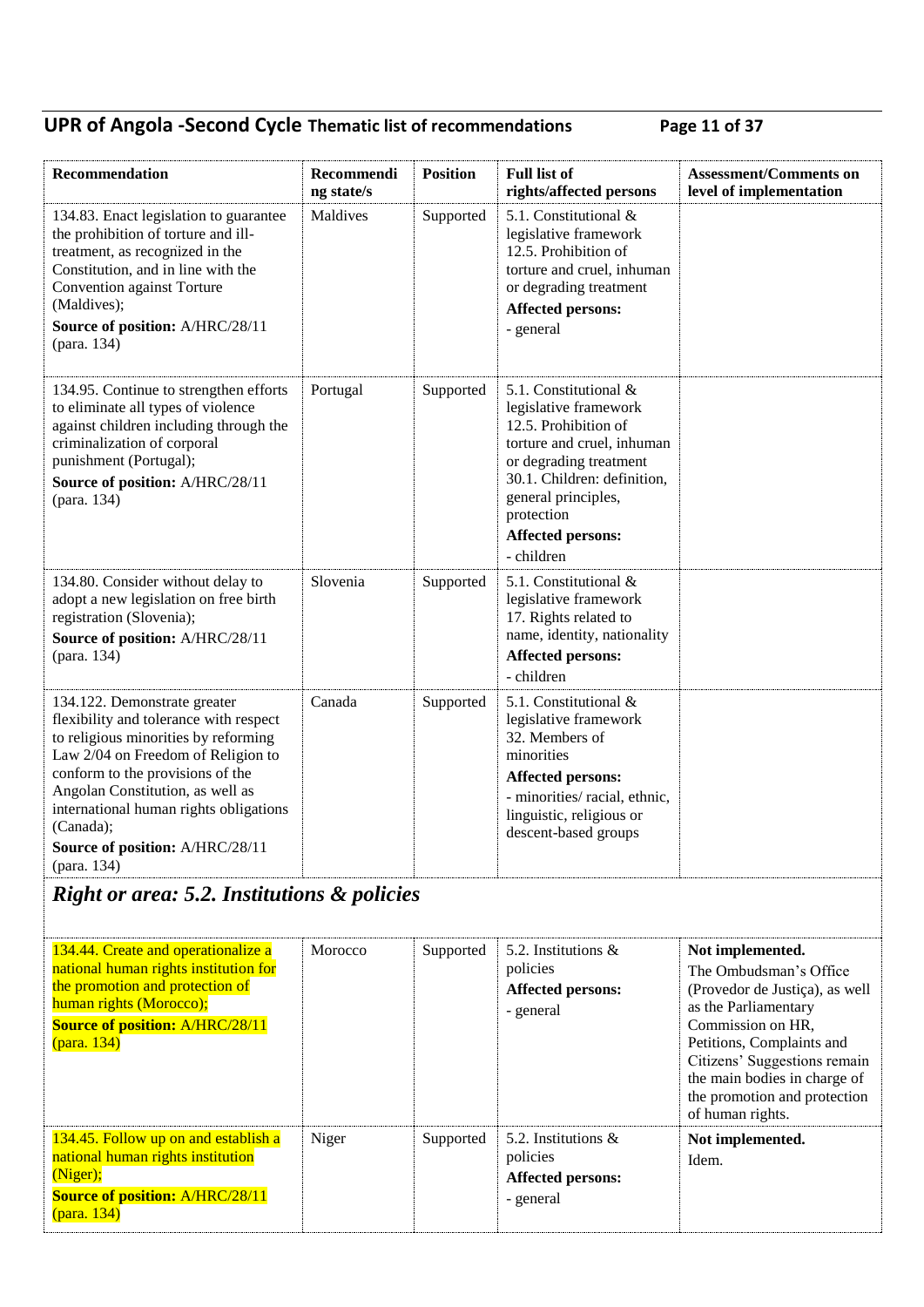| Recommendation | Recommending state/s | Position | Full list of rights/affected persons | Assessment/Comments on level of implementation |
|---|---|---|---|---|
| 134.83. Enact legislation to guarantee the prohibition of torture and ill-treatment, as recognized in the Constitution, and in line with the Convention against Torture (Maldives);<br>**Source of position:** A/HRC/28/11 (para. 134) | Maldives | Supported | 5.1. Constitutional & legislative framework<br>12.5. Prohibition of torture and cruel, inhuman or degrading treatment<br>**Affected persons:**<br>- general | |
| 134.95. Continue to strengthen efforts to eliminate all types of violence against children including through the criminalization of corporal punishment (Portugal);<br>**Source of position:** A/HRC/28/11 (para. 134) | Portugal | Supported | 5.1. Constitutional & legislative framework<br>12.5. Prohibition of torture and cruel, inhuman or degrading treatment<br>30.1. Children: definition, general principles, protection<br>**Affected persons:**<br>- children | |
| 134.80. Consider without delay to adopt a new legislation on free birth registration (Slovenia);<br>**Source of position:** A/HRC/28/11 (para. 134) | Slovenia | Supported | 5.1. Constitutional & legislative framework<br>17. Rights related to name, identity, nationality<br>**Affected persons:**<br>- children | |
| 134.122. Demonstrate greater flexibility and tolerance with respect to religious minorities by reforming Law 2/04 on Freedom of Religion to conform to the provisions of the Angolan Constitution, as well as international human rights obligations (Canada);<br>**Source of position:** A/HRC/28/11 (para. 134) | Canada | Supported | 5.1. Constitutional & legislative framework<br>32. Members of minorities<br>**Affected persons:**<br>- minorities/ racial, ethnic, linguistic, religious or descent-based groups | |

## *Right or area: 5.2. Institutions & policies*

| Recommendation | Recommending state/s | Position | Full list of rights/affected persons | Assessment/Comments on level of implementation |
|---|---|---|---|---|
| 134.44. Create and operationalize a national human rights institution for the promotion and protection of human rights (Morocco);<br>**Source of position:** A/HRC/28/11 (para. 134) | Morocco | Supported | 5.2. Institutions & policies<br>**Affected persons:**<br>- general | **Not implemented.**<br>The Ombudsman's Office (Provedor de Justiça), as well as the Parliamentary Commission on HR, Petitions, Complaints and Citizens' Suggestions remain the main bodies in charge of the promotion and protection of human rights. |
| 134.45. Follow up on and establish a national human rights institution (Niger);<br>**Source of position:** A/HRC/28/11 (para. 134) | Niger | Supported | 5.2. Institutions & policies<br>**Affected persons:**<br>- general | **Not implemented.**<br>Idem. |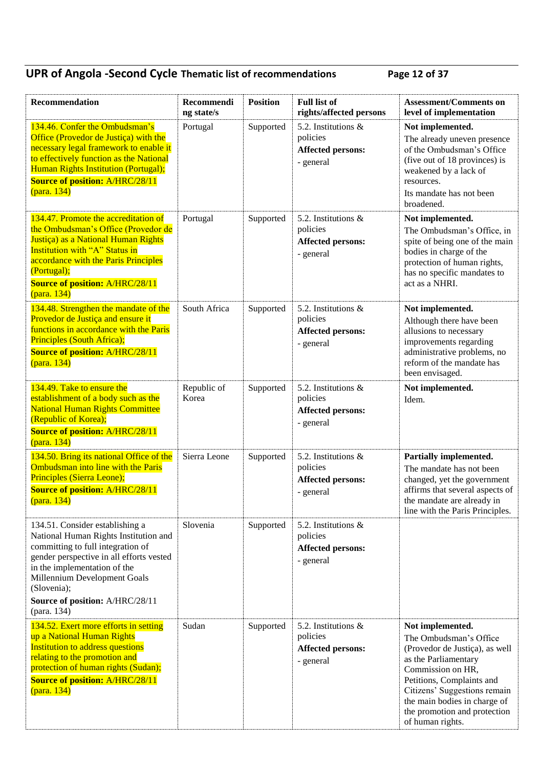| Recommendation | Recommending state/s | Position | Full list of rights/affected persons | Assessment/Comments on level of implementation |
|---|---|---|---|---|
| 134.46. Confer the Ombudsman's Office (Provedor de Justiça) with the necessary legal framework to enable it to effectively function as the National Human Rights Institution (Portugal);<br>**Source of position:** A/HRC/28/11 (para. 134) | Portugal | Supported | 5.2. Institutions & policies<br>**Affected persons:**<br>- general | **Not implemented.**<br>The already uneven presence of the Ombudsman's Office (five out of 18 provinces) is weakened by a lack of resources.<br>Its mandate has not been broadened. |
| 134.47. Promote the accreditation of the Ombudsman's Office (Provedor de Justiça) as a National Human Rights Institution with "A" Status in accordance with the Paris Principles (Portugal);<br>**Source of position:** A/HRC/28/11 (para. 134) | Portugal | Supported | 5.2. Institutions & policies<br>**Affected persons:**<br>- general | **Not implemented.**<br>The Ombudsman's Office, in spite of being one of the main bodies in charge of the protection of human rights, has no specific mandates to act as a NHRI. |
| 134.48. Strengthen the mandate of the Provedor de Justiça and ensure it functions in accordance with the Paris Principles (South Africa);<br>**Source of position:** A/HRC/28/11 (para. 134) | South Africa | Supported | 5.2. Institutions & policies<br>**Affected persons:**<br>- general | **Not implemented.**<br>Although there have been allusions to necessary improvements regarding administrative problems, no reform of the mandate has been envisaged. |
| 134.49. Take to ensure the establishment of a body such as the National Human Rights Committee (Republic of Korea);<br>**Source of position:** A/HRC/28/11 (para. 134) | Republic of Korea | Supported | 5.2. Institutions & policies<br>**Affected persons:**<br>- general | **Not implemented.**<br>Idem. |
| 134.50. Bring its national Office of the Ombudsman into line with the Paris Principles (Sierra Leone);<br>**Source of position:** A/HRC/28/11 (para. 134) | Sierra Leone | Supported | 5.2. Institutions & policies<br>**Affected persons:**<br>- general | **Partially implemented.**<br>The mandate has not been changed, yet the government affirms that several aspects of the mandate are already in line with the Paris Principles. |
| 134.51. Consider establishing a National Human Rights Institution and committing to full integration of gender perspective in all efforts vested in the implementation of the Millennium Development Goals (Slovenia);<br>**Source of position:** A/HRC/28/11 (para. 134) | Slovenia | Supported | 5.2. Institutions & policies<br>**Affected persons:**<br>- general | |
| 134.52. Exert more efforts in setting up a National Human Rights Institution to address questions relating to the promotion and protection of human rights (Sudan);<br>**Source of position:** A/HRC/28/11 (para. 134) | Sudan | Supported | 5.2. Institutions & policies<br>**Affected persons:**<br>- general | **Not implemented.**<br>The Ombudsman's Office (Provedor de Justiça), as well as the Parliamentary Commission on HR, Petitions, Complaints and Citizens' Suggestions remain the main bodies in charge of the promotion and protection of human rights. |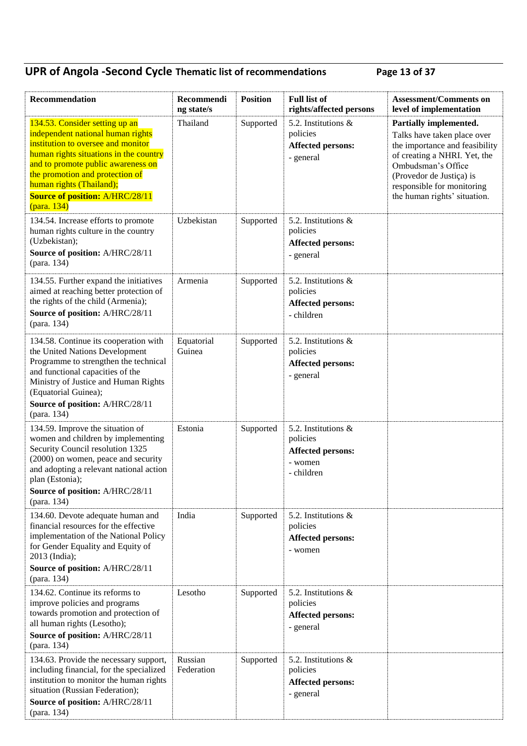| Recommendation | Recommending state/s | Position | Full list of rights/affected persons | Assessment/Comments on level of implementation |
|---|---|---|---|---|
| 134.53. Consider setting up an independent national human rights institution to oversee and monitor human rights situations in the country and to promote public awareness on the promotion and protection of human rights (Thailand);<br>**Source of position:** A/HRC/28/11 (para. 134) | Thailand | Supported | 5.2. Institutions & policies<br>**Affected persons:**<br>- general | **Partially implemented.**<br>Talks have taken place over the importance and feasibility of creating a NHRI. Yet, the Ombudsman's Office (Provedor de Justiça) is responsible for monitoring the human rights' situation. |
| 134.54. Increase efforts to promote human rights culture in the country (Uzbekistan);<br>**Source of position:** A/HRC/28/11 (para. 134) | Uzbekistan | Supported | 5.2. Institutions & policies<br>**Affected persons:**<br>- general | |
| 134.55. Further expand the initiatives aimed at reaching better protection of the rights of the child (Armenia);<br>**Source of position:** A/HRC/28/11 (para. 134) | Armenia | Supported | 5.2. Institutions & policies<br>**Affected persons:**<br>- children | |
| 134.58. Continue its cooperation with the United Nations Development Programme to strengthen the technical and functional capacities of the Ministry of Justice and Human Rights (Equatorial Guinea);<br>**Source of position:** A/HRC/28/11 (para. 134) | Equatorial Guinea | Supported | 5.2. Institutions & policies<br>**Affected persons:**<br>- general | |
| 134.59. Improve the situation of women and children by implementing Security Council resolution 1325 (2000) on women, peace and security and adopting a relevant national action plan (Estonia);<br>**Source of position:** A/HRC/28/11 (para. 134) | Estonia | Supported | 5.2. Institutions & policies<br>**Affected persons:**<br>- women<br>- children | |
| 134.60. Devote adequate human and financial resources for the effective implementation of the National Policy for Gender Equality and Equity of 2013 (India);<br>**Source of position:** A/HRC/28/11 (para. 134) | India | Supported | 5.2. Institutions & policies<br>**Affected persons:**<br>- women | |
| 134.62. Continue its reforms to improve policies and programs towards promotion and protection of all human rights (Lesotho);<br>**Source of position:** A/HRC/28/11 (para. 134) | Lesotho | Supported | 5.2. Institutions & policies<br>**Affected persons:**<br>- general | |
| 134.63. Provide the necessary support, including financial, for the specialized institution to monitor the human rights situation (Russian Federation);<br>**Source of position:** A/HRC/28/11 (para. 134) | Russian Federation | Supported | 5.2. Institutions & policies<br>**Affected persons:**<br>- general | |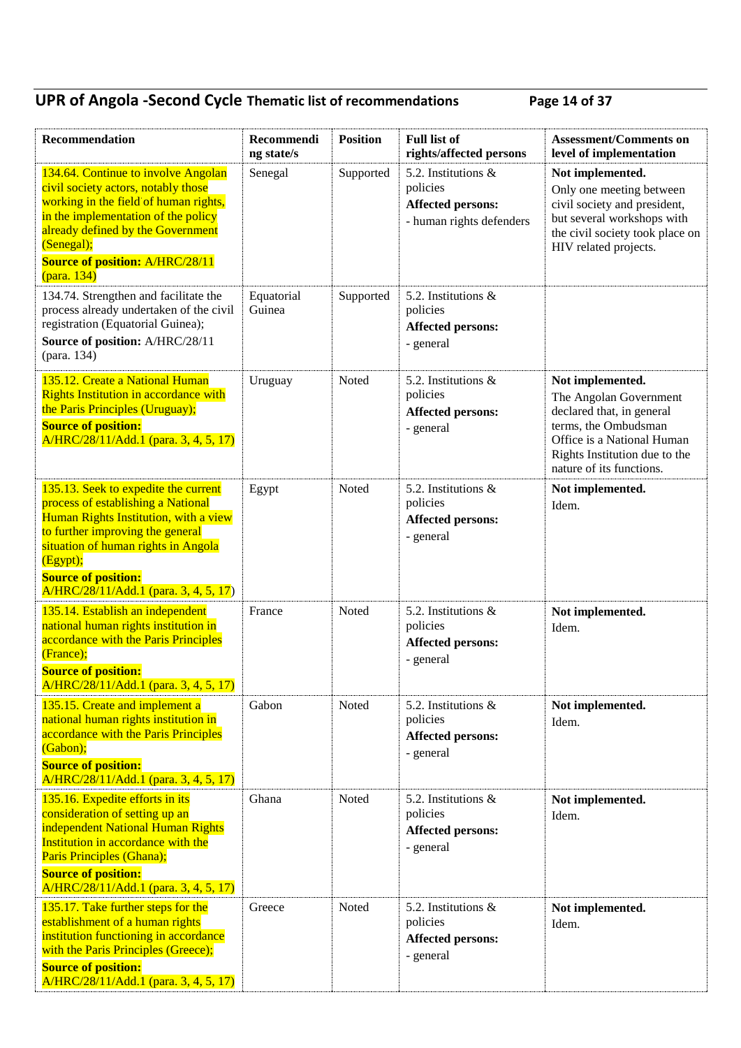| Recommendation | Recommending state/s | Position | Full list of rights/affected persons | Assessment/Comments on level of implementation |
|---|---|---|---|---|
| 134.64. Continue to involve Angolan civil society actors, notably those working in the field of human rights, in the implementation of the policy already defined by the Government (Senegal);<br>**Source of position:** A/HRC/28/11 (para. 134) | Senegal | Supported | 5.2. Institutions & policies<br>**Affected persons:**<br>- human rights defenders | **Not implemented.**<br>Only one meeting between civil society and president, but several workshops with the civil society took place on HIV related projects. |
| 134.74. Strengthen and facilitate the process already undertaken of the civil registration (Equatorial Guinea);<br>**Source of position:** A/HRC/28/11 (para. 134) | Equatorial Guinea | Supported | 5.2. Institutions & policies<br>**Affected persons:**<br>- general | |
| 135.12. Create a National Human Rights Institution in accordance with the Paris Principles (Uruguay);<br>**Source of position:** A/HRC/28/11/Add.1 (para. 3, 4, 5, 17) | Uruguay | Noted | 5.2. Institutions & policies<br>**Affected persons:**<br>- general | **Not implemented.**<br>The Angolan Government declared that, in general terms, the Ombudsman Office is a National Human Rights Institution due to the nature of its functions. |
| 135.13. Seek to expedite the current process of establishing a National Human Rights Institution, with a view to further improving the general situation of human rights in Angola (Egypt);<br>**Source of position:** A/HRC/28/11/Add.1 (para. 3, 4, 5, 17) | Egypt | Noted | 5.2. Institutions & policies<br>**Affected persons:**<br>- general | **Not implemented.**<br>Idem. |
| 135.14. Establish an independent national human rights institution in accordance with the Paris Principles (France);<br>**Source of position:** A/HRC/28/11/Add.1 (para. 3, 4, 5, 17) | France | Noted | 5.2. Institutions & policies<br>**Affected persons:**<br>- general | **Not implemented.**<br>Idem. |
| 135.15. Create and implement a national human rights institution in accordance with the Paris Principles (Gabon);<br>**Source of position:** A/HRC/28/11/Add.1 (para. 3, 4, 5, 17) | Gabon | Noted | 5.2. Institutions & policies<br>**Affected persons:**<br>- general | **Not implemented.**<br>Idem. |
| 135.16. Expedite efforts in its consideration of setting up an independent National Human Rights Institution in accordance with the Paris Principles (Ghana);<br>**Source of position:** A/HRC/28/11/Add.1 (para. 3, 4, 5, 17) | Ghana | Noted | 5.2. Institutions & policies<br>**Affected persons:**<br>- general | **Not implemented.**<br>Idem. |
| 135.17. Take further steps for the establishment of a human rights institution functioning in accordance with the Paris Principles (Greece);<br>**Source of position:** A/HRC/28/11/Add.1 (para. 3, 4, 5, 17) | Greece | Noted | 5.2. Institutions & policies<br>**Affected persons:**<br>- general | **Not implemented.**<br>Idem. |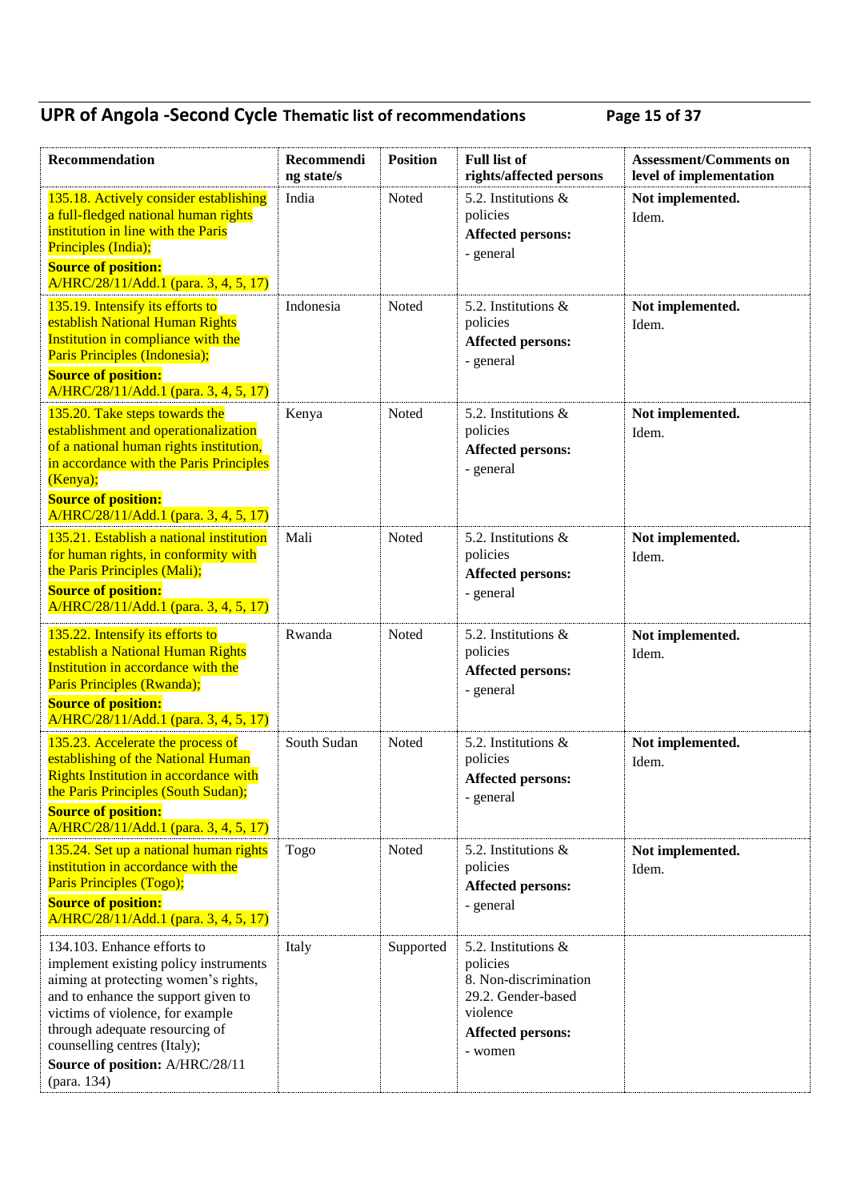| Recommendation | Recommending state/s | Position | Full list of rights/affected persons | Assessment/Comments on level of implementation |
|---|---|---|---|---|
| 135.18. Actively consider establishing a full-fledged national human rights institution in line with the Paris Principles (India);<br>**Source of position:** A/HRC/28/11/Add.1 (para. 3, 4, 5, 17) | India | Noted | 5.2. Institutions & policies<br>**Affected persons:**<br>- general | **Not implemented.**<br>Idem. |
| 135.19. Intensify its efforts to establish National Human Rights Institution in compliance with the Paris Principles (Indonesia);<br>**Source of position:** A/HRC/28/11/Add.1 (para. 3, 4, 5, 17) | Indonesia | Noted | 5.2. Institutions & policies<br>**Affected persons:**<br>- general | **Not implemented.**<br>Idem. |
| 135.20. Take steps towards the establishment and operationalization of a national human rights institution, in accordance with the Paris Principles (Kenya);<br>**Source of position:** A/HRC/28/11/Add.1 (para. 3, 4, 5, 17) | Kenya | Noted | 5.2. Institutions & policies<br>**Affected persons:**<br>- general | **Not implemented.**<br>Idem. |
| 135.21. Establish a national institution for human rights, in conformity with the Paris Principles (Mali);<br>**Source of position:** A/HRC/28/11/Add.1 (para. 3, 4, 5, 17) | Mali | Noted | 5.2. Institutions & policies<br>**Affected persons:**<br>- general | **Not implemented.**<br>Idem. |
| 135.22. Intensify its efforts to establish a National Human Rights Institution in accordance with the Paris Principles (Rwanda);<br>**Source of position:** A/HRC/28/11/Add.1 (para. 3, 4, 5, 17) | Rwanda | Noted | 5.2. Institutions & policies<br>**Affected persons:**<br>- general | **Not implemented.**<br>Idem. |
| 135.23. Accelerate the process of establishing of the National Human Rights Institution in accordance with the Paris Principles (South Sudan);<br>**Source of position:** A/HRC/28/11/Add.1 (para. 3, 4, 5, 17) | South Sudan | Noted | 5.2. Institutions & policies<br>**Affected persons:**<br>- general | **Not implemented.**<br>Idem. |
| 135.24. Set up a national human rights institution in accordance with the Paris Principles (Togo);<br>**Source of position:** A/HRC/28/11/Add.1 (para. 3, 4, 5, 17) | Togo | Noted | 5.2. Institutions & policies<br>**Affected persons:**<br>- general | **Not implemented.**<br>Idem. |
| 134.103. Enhance efforts to implement existing policy instruments aiming at protecting women's rights, and to enhance the support given to victims of violence, for example through adequate resourcing of counselling centres (Italy);<br>**Source of position:** A/HRC/28/11 (para. 134) | Italy | Supported | 5.2. Institutions & policies<br>8. Non-discrimination<br>29.2. Gender-based violence<br>**Affected persons:**<br>- women | |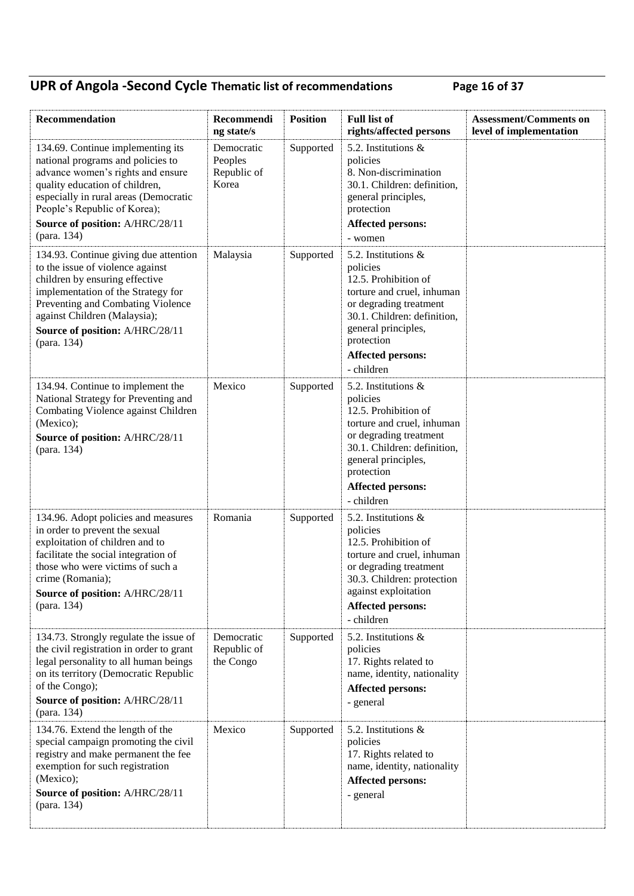| Recommendation | Recommending state/s | Position | Full list of rights/affected persons | Assessment/Comments on level of implementation |
|---|---|---|---|---|
| 134.69. Continue implementing its national programs and policies to advance women's rights and ensure quality education of children, especially in rural areas (Democratic People's Republic of Korea);<br>**Source of position:** A/HRC/28/11 (para. 134) | Democratic Peoples Republic of Korea | Supported | 5.2. Institutions & policies<br>8. Non-discrimination<br>30.1. Children: definition, general principles, protection<br>**Affected persons:**<br>- women | |
| 134.93. Continue giving due attention to the issue of violence against children by ensuring effective implementation of the Strategy for Preventing and Combating Violence against Children (Malaysia);<br>**Source of position:** A/HRC/28/11 (para. 134) | Malaysia | Supported | 5.2. Institutions & policies<br>12.5. Prohibition of torture and cruel, inhuman or degrading treatment<br>30.1. Children: definition, general principles, protection<br>**Affected persons:**<br>- children | |
| 134.94. Continue to implement the National Strategy for Preventing and Combating Violence against Children (Mexico);<br>**Source of position:** A/HRC/28/11 (para. 134) | Mexico | Supported | 5.2. Institutions & policies<br>12.5. Prohibition of torture and cruel, inhuman or degrading treatment<br>30.1. Children: definition, general principles, protection<br>**Affected persons:**<br>- children | |
| 134.96. Adopt policies and measures in order to prevent the sexual exploitation of children and to facilitate the social integration of those who were victims of such a crime (Romania);<br>**Source of position:** A/HRC/28/11 (para. 134) | Romania | Supported | 5.2. Institutions & policies<br>12.5. Prohibition of torture and cruel, inhuman or degrading treatment<br>30.3. Children: protection against exploitation<br>**Affected persons:**<br>- children | |
| 134.73. Strongly regulate the issue of the civil registration in order to grant legal personality to all human beings on its territory (Democratic Republic of the Congo);<br>**Source of position:** A/HRC/28/11 (para. 134) | Democratic Republic of the Congo | Supported | 5.2. Institutions & policies<br>17. Rights related to name, identity, nationality<br>**Affected persons:**<br>- general | |
| 134.76. Extend the length of the special campaign promoting the civil registry and make permanent the fee exemption for such registration (Mexico);<br>**Source of position:** A/HRC/28/11 (para. 134) | Mexico | Supported | 5.2. Institutions & policies<br>17. Rights related to name, identity, nationality<br>**Affected persons:**<br>- general | |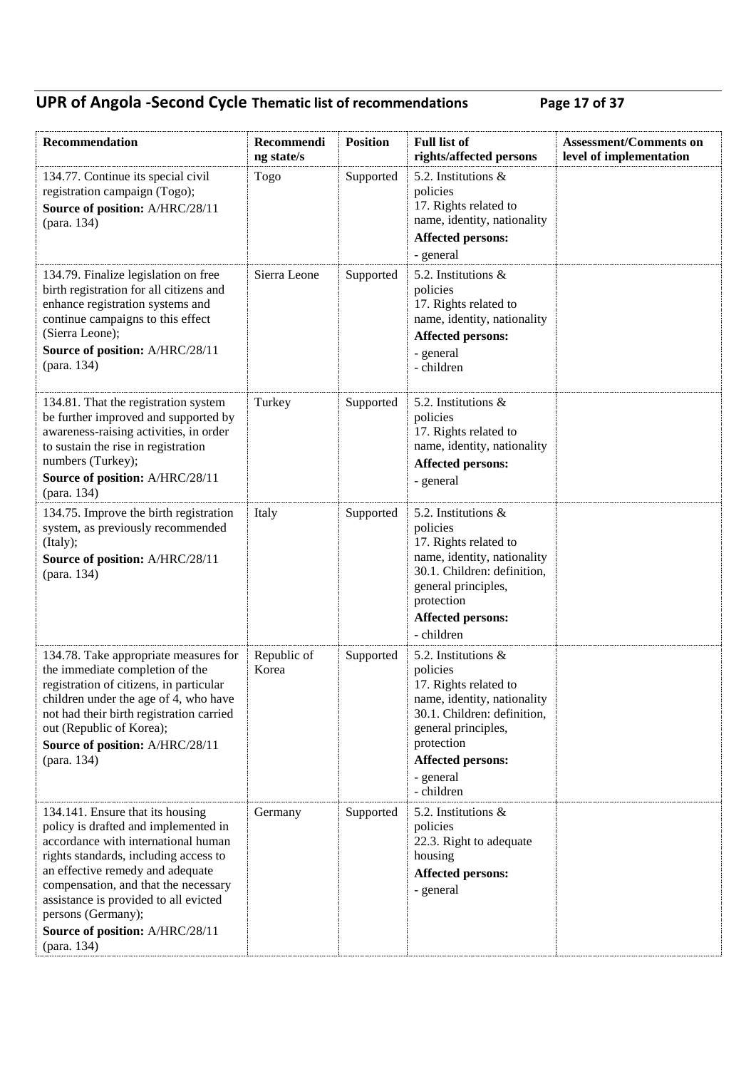| Recommendation | Recommending state/s | Position | Full list of rights/affected persons | Assessment/Comments on level of implementation |
|---|---|---|---|---|
| 134.77. Continue its special civil registration campaign (Togo);<br>**Source of position:** A/HRC/28/11 (para. 134) | Togo | Supported | 5.2. Institutions & policies<br>17. Rights related to name, identity, nationality<br>**Affected persons:**<br>- general | |
| 134.79. Finalize legislation on free birth registration for all citizens and enhance registration systems and continue campaigns to this effect (Sierra Leone);<br>**Source of position:** A/HRC/28/11 (para. 134) | Sierra Leone | Supported | 5.2. Institutions & policies<br>17. Rights related to name, identity, nationality<br>**Affected persons:**<br>- general<br>- children | |
| 134.81. That the registration system be further improved and supported by awareness-raising activities, in order to sustain the rise in registration numbers (Turkey);<br>**Source of position:** A/HRC/28/11 (para. 134) | Turkey | Supported | 5.2. Institutions & policies<br>17. Rights related to name, identity, nationality<br>**Affected persons:**<br>- general | |
| 134.75. Improve the birth registration system, as previously recommended (Italy);<br>**Source of position:** A/HRC/28/11 (para. 134) | Italy | Supported | 5.2. Institutions & policies<br>17. Rights related to name, identity, nationality<br>30.1. Children: definition, general principles, protection<br>**Affected persons:**<br>- children | |
| 134.78. Take appropriate measures for the immediate completion of the registration of citizens, in particular children under the age of 4, who have not had their birth registration carried out (Republic of Korea);<br>**Source of position:** A/HRC/28/11 (para. 134) | Republic of Korea | Supported | 5.2. Institutions & policies<br>17. Rights related to name, identity, nationality<br>30.1. Children: definition, general principles, protection<br>**Affected persons:**<br>- general<br>- children | |
| 134.141. Ensure that its housing policy is drafted and implemented in accordance with international human rights standards, including access to an effective remedy and adequate compensation, and that the necessary assistance is provided to all evicted persons (Germany);<br>**Source of position:** A/HRC/28/11 (para. 134) | Germany | Supported | 5.2. Institutions & policies<br>22.3. Right to adequate housing<br>**Affected persons:**<br>- general | |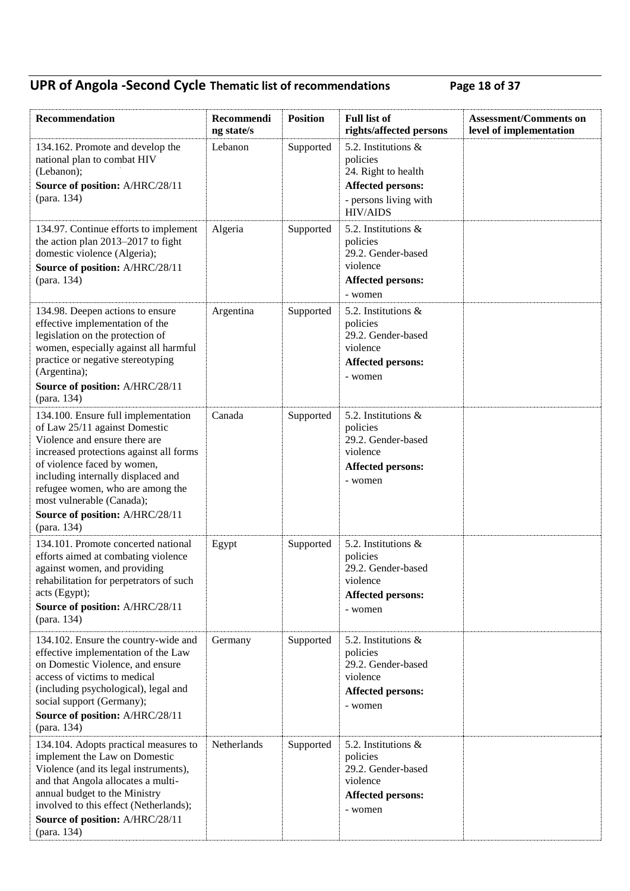| Recommendation | Recommending state/s | Position | Full list of rights/affected persons | Assessment/Comments on level of implementation |
|---|---|---|---|---|
| 134.162. Promote and develop the national plan to combat HIV (Lebanon);<br>**Source of position:** A/HRC/28/11 (para. 134) | Lebanon | Supported | 5.2. Institutions & policies<br>24. Right to health<br>**Affected persons:**<br>- persons living with HIV/AIDS | |
| 134.97. Continue efforts to implement the action plan 2013–2017 to fight domestic violence (Algeria);<br>**Source of position:** A/HRC/28/11 (para. 134) | Algeria | Supported | 5.2. Institutions & policies<br>29.2. Gender-based violence<br>**Affected persons:**<br>- women | |
| 134.98. Deepen actions to ensure effective implementation of the legislation on the protection of women, especially against all harmful practice or negative stereotyping (Argentina);<br>**Source of position:** A/HRC/28/11 (para. 134) | Argentina | Supported | 5.2. Institutions & policies<br>29.2. Gender-based violence<br>**Affected persons:**<br>- women | |
| 134.100. Ensure full implementation of Law 25/11 against Domestic Violence and ensure there are increased protections against all forms of violence faced by women, including internally displaced and refugee women, who are among the most vulnerable (Canada);<br>**Source of position:** A/HRC/28/11 (para. 134) | Canada | Supported | 5.2. Institutions & policies<br>29.2. Gender-based violence<br>**Affected persons:**<br>- women | |
| 134.101. Promote concerted national efforts aimed at combating violence against women, and providing rehabilitation for perpetrators of such acts (Egypt);<br>**Source of position:** A/HRC/28/11 (para. 134) | Egypt | Supported | 5.2. Institutions & policies<br>29.2. Gender-based violence<br>**Affected persons:**<br>- women | |
| 134.102. Ensure the country-wide and effective implementation of the Law on Domestic Violence, and ensure access of victims to medical (including psychological), legal and social support (Germany);<br>**Source of position:** A/HRC/28/11 (para. 134) | Germany | Supported | 5.2. Institutions & policies<br>29.2. Gender-based violence<br>**Affected persons:**<br>- women | |
| 134.104. Adopts practical measures to implement the Law on Domestic Violence (and its legal instruments), and that Angola allocates a multi-annual budget to the Ministry involved to this effect (Netherlands);<br>**Source of position:** A/HRC/28/11 (para. 134) | Netherlands | Supported | 5.2. Institutions & policies<br>29.2. Gender-based violence<br>**Affected persons:**<br>- women | |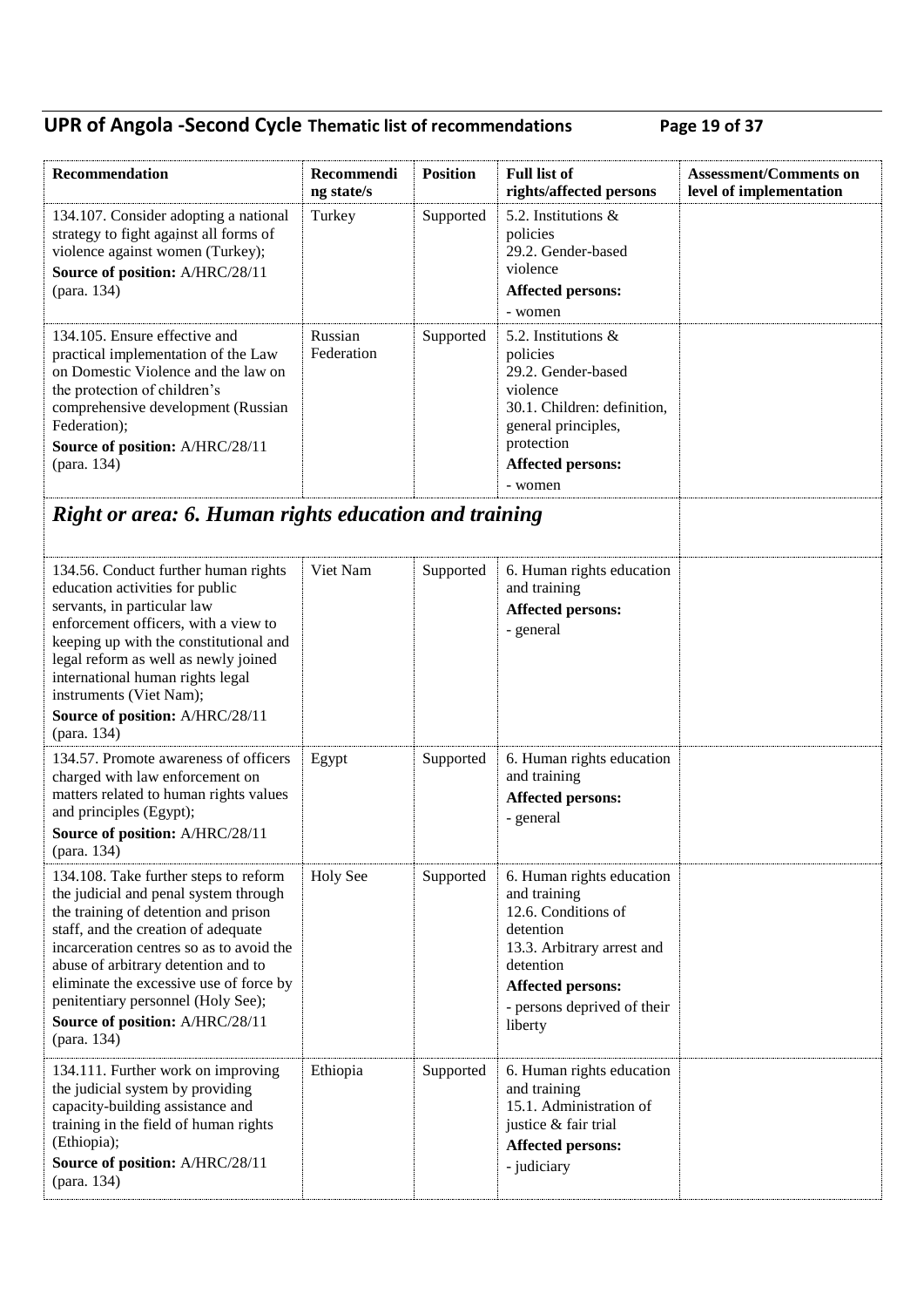| Recommendation | Recommending state/s | Position | Full list of rights/affected persons | Assessment/Comments on level of implementation |
|---|---|---|---|---|
| 134.107. Consider adopting a national strategy to fight against all forms of violence against women (Turkey); **Source of position:** A/HRC/28/11 (para. 134) | Turkey | Supported | 5.2. Institutions & policies 29.2. Gender-based violence **Affected persons:** - women | |
| 134.105. Ensure effective and practical implementation of the Law on Domestic Violence and the law on the protection of children's comprehensive development (Russian Federation); **Source of position:** A/HRC/28/11 (para. 134) | Russian Federation | Supported | 5.2. Institutions & policies 29.2. Gender-based violence 30.1. Children: definition, general principles, protection **Affected persons:** - women | |
| ***Right or area: 6. Human rights education and training*** | | | | |
| 134.56. Conduct further human rights education activities for public servants, in particular law enforcement officers, with a view to keeping up with the constitutional and legal reform as well as newly joined international human rights legal instruments (Viet Nam); **Source of position:** A/HRC/28/11 (para. 134) | Viet Nam | Supported | 6. Human rights education and training **Affected persons:** - general | |
| 134.57. Promote awareness of officers charged with law enforcement on matters related to human rights values and principles (Egypt); **Source of position:** A/HRC/28/11 (para. 134) | Egypt | Supported | 6. Human rights education and training **Affected persons:** - general | |
| 134.108. Take further steps to reform the judicial and penal system through the training of detention and prison staff, and the creation of adequate incarceration centres so as to avoid the abuse of arbitrary detention and to eliminate the excessive use of force by penitentiary personnel (Holy See); **Source of position:** A/HRC/28/11 (para. 134) | Holy See | Supported | 6. Human rights education and training 12.6. Conditions of detention 13.3. Arbitrary arrest and detention **Affected persons:** - persons deprived of their liberty | |
| 134.111. Further work on improving the judicial system by providing capacity-building assistance and training in the field of human rights (Ethiopia); **Source of position:** A/HRC/28/11 (para. 134) | Ethiopia | Supported | 6. Human rights education and training 15.1. Administration of justice & fair trial **Affected persons:** - judiciary | |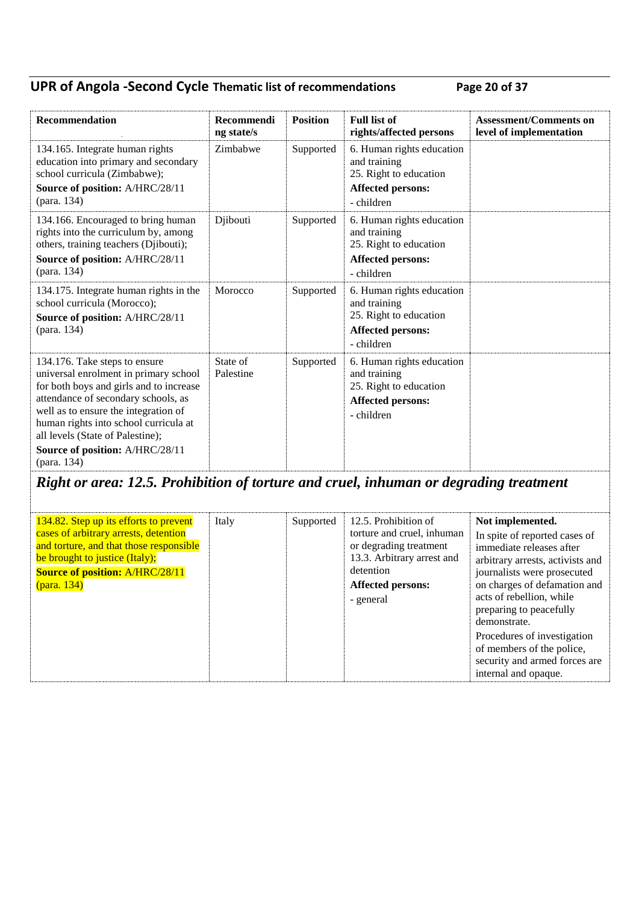| Recommendation | Recommending state/s | Position | Full list of rights/affected persons | Assessment/Comments on level of implementation |
|---|---|---|---|---|
| 134.165. Integrate human rights education into primary and secondary school curricula (Zimbabwe); **Source of position:** A/HRC/28/11 (para. 134) | Zimbabwe | Supported | 6. Human rights education and training 25. Right to education **Affected persons:** - children | |
| 134.166. Encouraged to bring human rights into the curriculum by, among others, training teachers (Djibouti); **Source of position:** A/HRC/28/11 (para. 134) | Djibouti | Supported | 6. Human rights education and training 25. Right to education **Affected persons:** - children | |
| 134.175. Integrate human rights in the school curricula (Morocco); **Source of position:** A/HRC/28/11 (para. 134) | Morocco | Supported | 6. Human rights education and training 25. Right to education **Affected persons:** - children | |
| 134.176. Take steps to ensure universal enrolment in primary school for both boys and girls and to increase attendance of secondary schools, as well as to ensure the integration of human rights into school curricula at all levels (State of Palestine); **Source of position:** A/HRC/28/11 (para. 134) | State of Palestine | Supported | 6. Human rights education and training 25. Right to education **Affected persons:** - children | |

## *Right or area: 12.5. Prohibition of torture and cruel, inhuman or degrading treatment*

| Recommendation | Recommending state/s | Position | Full list of rights/affected persons | Assessment/Comments on level of implementation |
|---|---|---|---|---|
| 134.82. Step up its efforts to prevent cases of arbitrary arrests, detention and torture, and that those responsible be brought to justice (Italy); **Source of position:** A/HRC/28/11 (para. 134) | Italy | Supported | 12.5. Prohibition of torture and cruel, inhuman or degrading treatment 13.3. Arbitrary arrest and detention **Affected persons:** - general | **Not implemented.** In spite of reported cases of immediate releases after arbitrary arrests, activists and journalists were prosecuted on charges of defamation and acts of rebellion, while preparing to peacefully demonstrate. Procedures of investigation of members of the police, security and armed forces are internal and opaque. |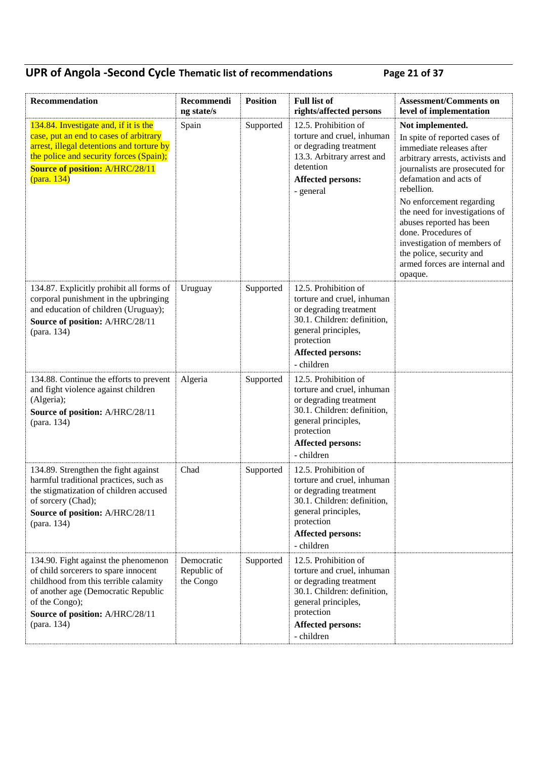| Recommendation | Recommending state/s | Position | Full list of rights/affected persons | Assessment/Comments on level of implementation |
|---|---|---|---|---|
| 134.84. Investigate and, if it is the case, put an end to cases of arbitrary arrest, illegal detentions and torture by the police and security forces (Spain); **Source of position:** A/HRC/28/11 (para. 134) | Spain | Supported | 12.5. Prohibition of torture and cruel, inhuman or degrading treatment 13.3. Arbitrary arrest and detention **Affected persons:** - general | **Not implemented.** In spite of reported cases of immediate releases after arbitrary arrests, activists and journalists are prosecuted for defamation and acts of rebellion. No enforcement regarding the need for investigations of abuses reported has been done. Procedures of investigation of members of the police, security and armed forces are internal and opaque. |
| 134.87. Explicitly prohibit all forms of corporal punishment in the upbringing and education of children (Uruguay); **Source of position:** A/HRC/28/11 (para. 134) | Uruguay | Supported | 12.5. Prohibition of torture and cruel, inhuman or degrading treatment 30.1. Children: definition, general principles, protection **Affected persons:** - children | |
| 134.88. Continue the efforts to prevent and fight violence against children (Algeria); **Source of position:** A/HRC/28/11 (para. 134) | Algeria | Supported | 12.5. Prohibition of torture and cruel, inhuman or degrading treatment 30.1. Children: definition, general principles, protection **Affected persons:** - children | |
| 134.89. Strengthen the fight against harmful traditional practices, such as the stigmatization of children accused of sorcery (Chad); **Source of position:** A/HRC/28/11 (para. 134) | Chad | Supported | 12.5. Prohibition of torture and cruel, inhuman or degrading treatment 30.1. Children: definition, general principles, protection **Affected persons:** - children | |
| 134.90. Fight against the phenomenon of child sorcerers to spare innocent childhood from this terrible calamity of another age (Democratic Republic of the Congo); **Source of position:** A/HRC/28/11 (para. 134) | Democratic Republic of the Congo | Supported | 12.5. Prohibition of torture and cruel, inhuman or degrading treatment 30.1. Children: definition, general principles, protection **Affected persons:** - children | |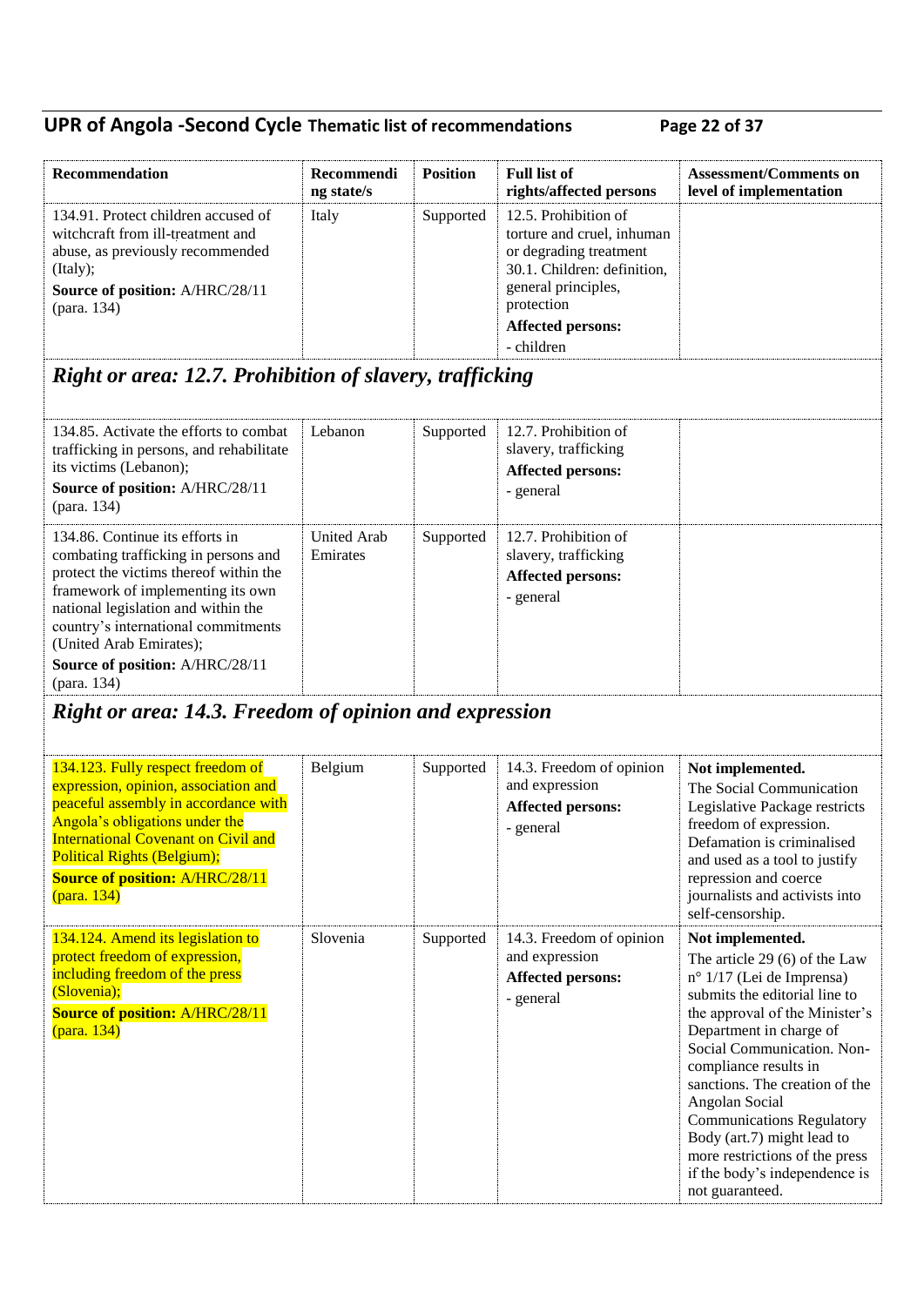| Recommendation | Recommending state/s | Position | Full list of rights/affected persons | Assessment/Comments on level of implementation |
|---|---|---|---|---|
| 134.91. Protect children accused of witchcraft from ill-treatment and abuse, as previously recommended (Italy);<br>**Source of position:** A/HRC/28/11 (para. 134) | Italy | Supported | 12.5. Prohibition of torture and cruel, inhuman or degrading treatment<br>30.1. Children: definition, general principles, protection<br>**Affected persons:**<br>- children | |

## *Right or area: 12.7. Prohibition of slavery, trafficking*

| Recommendation | Recommending state/s | Position | Full list of rights/affected persons | Assessment/Comments on level of implementation |
|---|---|---|---|---|
| 134.85. Activate the efforts to combat trafficking in persons, and rehabilitate its victims (Lebanon);<br>**Source of position:** A/HRC/28/11 (para. 134) | Lebanon | Supported | 12.7. Prohibition of slavery, trafficking<br>**Affected persons:**<br>- general | |
| 134.86. Continue its efforts in combating trafficking in persons and protect the victims thereof within the framework of implementing its own national legislation and within the country's international commitments (United Arab Emirates);<br>**Source of position:** A/HRC/28/11 (para. 134) | United Arab Emirates | Supported | 12.7. Prohibition of slavery, trafficking<br>**Affected persons:**<br>- general | |

## *Right or area: 14.3. Freedom of opinion and expression*

| Recommendation | Recommending state/s | Position | Full list of rights/affected persons | Assessment/Comments on level of implementation |
|---|---|---|---|---|
| 134.123. Fully respect freedom of expression, opinion, association and peaceful assembly in accordance with Angola's obligations under the International Covenant on Civil and Political Rights (Belgium);<br>**Source of position:** A/HRC/28/11 (para. 134) | Belgium | Supported | 14.3. Freedom of opinion and expression<br>**Affected persons:**<br>- general | **Not implemented.**<br>The Social Communication Legislative Package restricts freedom of expression. Defamation is criminalised and used as a tool to justify repression and coerce journalists and activists into self-censorship. |
| 134.124. Amend its legislation to protect freedom of expression, including freedom of the press (Slovenia);<br>**Source of position:** A/HRC/28/11 (para. 134) | Slovenia | Supported | 14.3. Freedom of opinion and expression<br>**Affected persons:**<br>- general | **Not implemented.**<br>The article 29 (6) of the Law n° 1/17 (Lei de Imprensa) submits the editorial line to the approval of the Minister's Department in charge of Social Communication. Non-compliance results in sanctions. The creation of the Angolan Social Communications Regulatory Body (art.7) might lead to more restrictions of the press if the body's independence is not guaranteed. |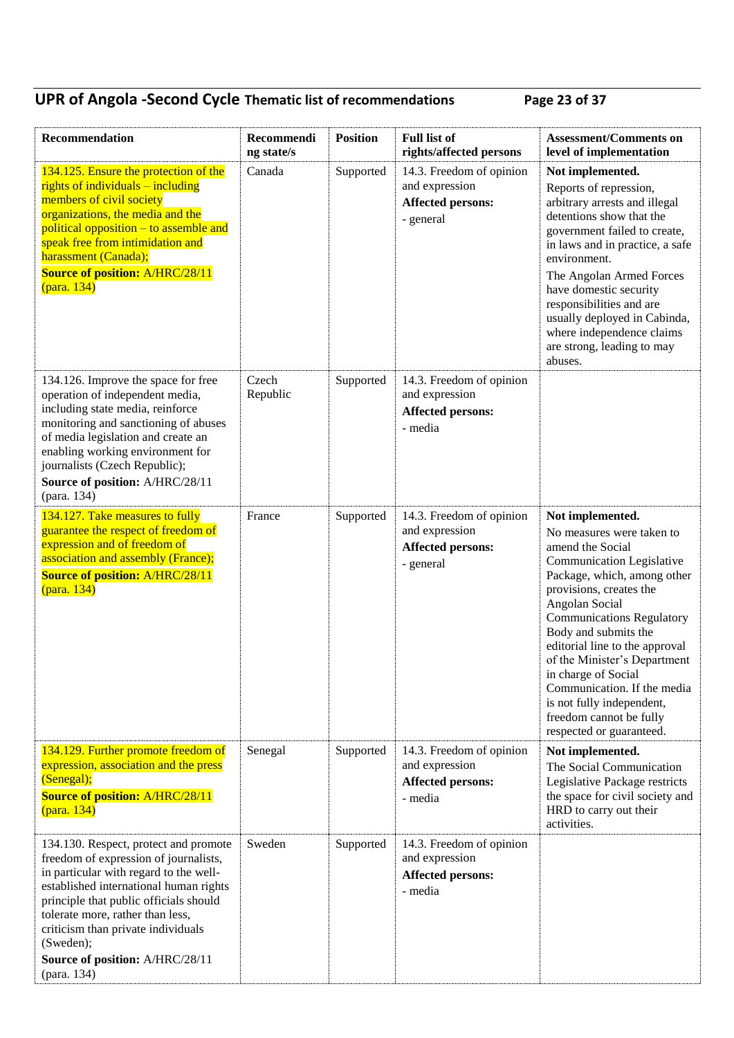| Recommendation | Recommending state/s | Position | Full list of rights/affected persons | Assessment/Comments on level of implementation |
|---|---|---|---|---|
| 134.125. Ensure the protection of the rights of individuals – including members of civil society organizations, the media and the political opposition – to assemble and speak free from intimidation and harassment (Canada);<br>**Source of position:** A/HRC/28/11 (para. 134) | Canada | Supported | 14.3. Freedom of opinion and expression<br>**Affected persons:**<br>- general | **Not implemented.**<br>Reports of repression, arbitrary arrests and illegal detentions show that the government failed to create, in laws and in practice, a safe environment.<br>The Angolan Armed Forces have domestic security responsibilities and are usually deployed in Cabinda, where independence claims are strong, leading to may abuses. |
| 134.126. Improve the space for free operation of independent media, including state media, reinforce monitoring and sanctioning of abuses of media legislation and create an enabling working environment for journalists (Czech Republic);<br>**Source of position:** A/HRC/28/11 (para. 134) | Czech Republic | Supported | 14.3. Freedom of opinion and expression<br>**Affected persons:**<br>- media | |
| 134.127. Take measures to fully guarantee the respect of freedom of expression and of freedom of association and assembly (France);<br>**Source of position:** A/HRC/28/11 (para. 134) | France | Supported | 14.3. Freedom of opinion and expression<br>**Affected persons:**<br>- general | **Not implemented.**<br>No measures were taken to amend the Social Communication Legislative Package, which, among other provisions, creates the Angolan Social Communications Regulatory Body and submits the editorial line to the approval of the Minister's Department in charge of Social Communication. If the media is not fully independent, freedom cannot be fully respected or guaranteed. |
| 134.129. Further promote freedom of expression, association and the press (Senegal);<br>**Source of position:** A/HRC/28/11 (para. 134) | Senegal | Supported | 14.3. Freedom of opinion and expression<br>**Affected persons:**<br>- media | **Not implemented.**<br>The Social Communication Legislative Package restricts the space for civil society and HRD to carry out their activities. |
| 134.130. Respect, protect and promote freedom of expression of journalists, in particular with regard to the well-established international human rights principle that public officials should tolerate more, rather than less, criticism than private individuals (Sweden);<br>**Source of position:** A/HRC/28/11 (para. 134) | Sweden | Supported | 14.3. Freedom of opinion and expression<br>**Affected persons:**<br>- media | |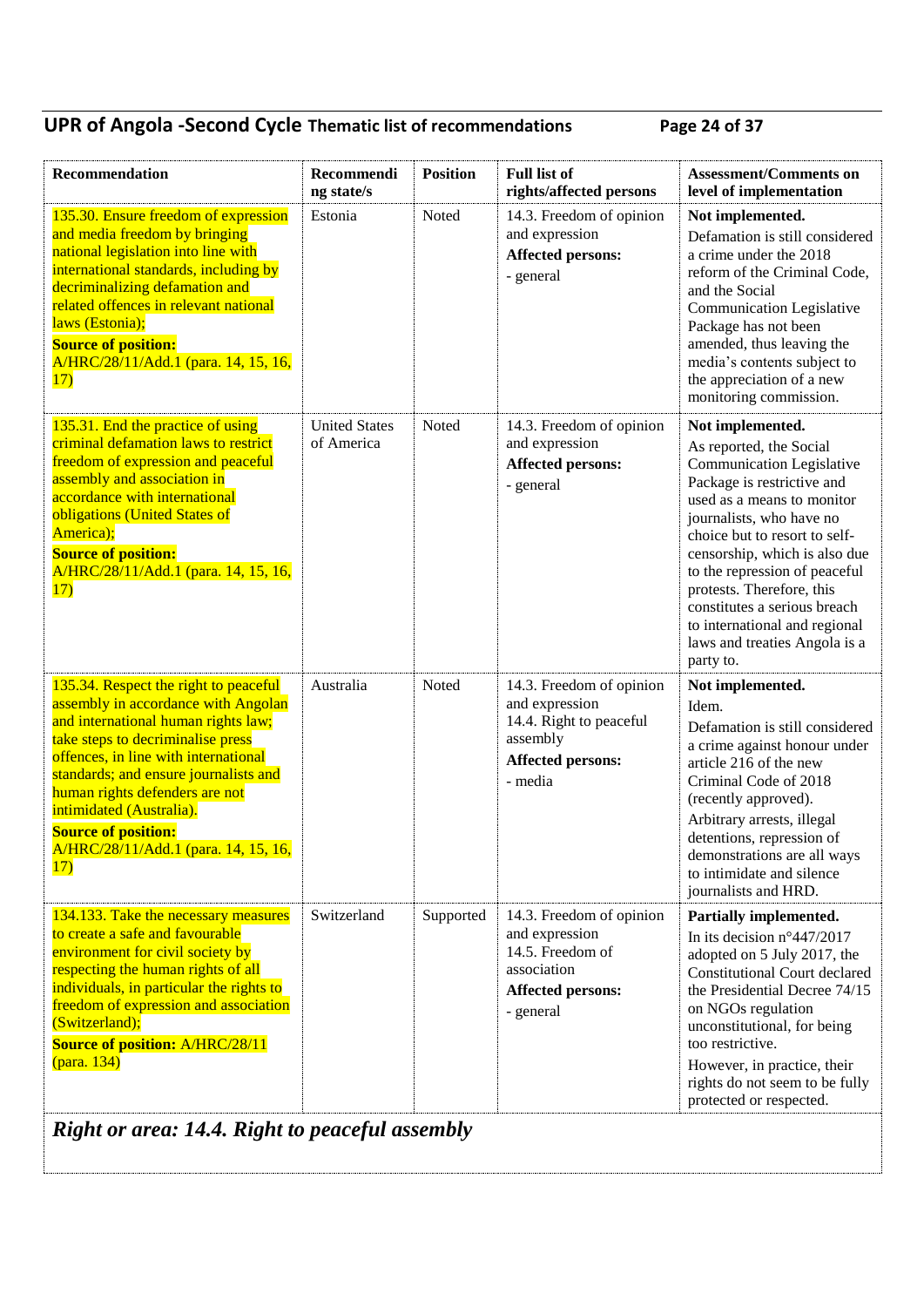| Recommendation | Recommending state/s | Position | Full list of rights/affected persons | Assessment/Comments on level of implementation |
|---|---|---|---|---|
| 135.30. Ensure freedom of expression and media freedom by bringing national legislation into line with international standards, including by decriminalizing defamation and related offences in relevant national laws (Estonia);<br>**Source of position:** A/HRC/28/11/Add.1 (para. 14, 15, 16, 17) | Estonia | Noted | 14.3. Freedom of opinion and expression<br>**Affected persons:**<br>- general | **Not implemented.**<br>Defamation is still considered a crime under the 2018 reform of the Criminal Code, and the Social Communication Legislative Package has not been amended, thus leaving the media's contents subject to the appreciation of a new monitoring commission. |
| 135.31. End the practice of using criminal defamation laws to restrict freedom of expression and peaceful assembly and association in accordance with international obligations (United States of America);<br>**Source of position:** A/HRC/28/11/Add.1 (para. 14, 15, 16, 17) | United States of America | Noted | 14.3. Freedom of opinion and expression<br>**Affected persons:**<br>- general | **Not implemented.**<br>As reported, the Social Communication Legislative Package is restrictive and used as a means to monitor journalists, who have no choice but to resort to self-censorship, which is also due to the repression of peaceful protests. Therefore, this constitutes a serious breach to international and regional laws and treaties Angola is a party to. |
| 135.34. Respect the right to peaceful assembly in accordance with Angolan and international human rights law; take steps to decriminalise press offences, in line with international standards; and ensure journalists and human rights defenders are not intimidated (Australia).<br>**Source of position:** A/HRC/28/11/Add.1 (para. 14, 15, 16, 17) | Australia | Noted | 14.3. Freedom of opinion and expression<br>14.4. Right to peaceful assembly<br>**Affected persons:**<br>- media | **Not implemented.**<br>Idem.<br>Defamation is still considered a crime against honour under article 216 of the new Criminal Code of 2018 (recently approved).<br>Arbitrary arrests, illegal detentions, repression of demonstrations are all ways to intimidate and silence journalists and HRD. |
| 134.133. Take the necessary measures to create a safe and favourable environment for civil society by respecting the human rights of all individuals, in particular the rights to freedom of expression and association (Switzerland);<br>**Source of position:** A/HRC/28/11 (para. 134) | Switzerland | Supported | 14.3. Freedom of opinion and expression<br>14.5. Freedom of association<br>**Affected persons:**<br>- general | **Partially implemented.**<br>In its decision n°447/2017 adopted on 5 July 2017, the Constitutional Court declared the Presidential Decree 74/15 on NGOs regulation unconstitutional, for being too restrictive.<br>However, in practice, their rights do not seem to be fully protected or respected. |

***Right or area: 14.4. Right to peaceful assembly***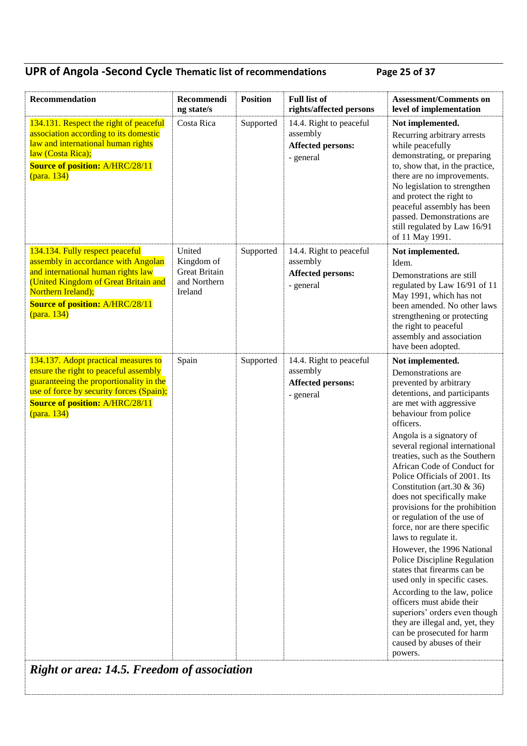| Recommendation | Recommending state/s | Position | Full list of rights/affected persons | Assessment/Comments on level of implementation |
|---|---|---|---|---|
| 134.131. Respect the right of peaceful association according to its domestic law and international human rights law (Costa Rica);<br>**Source of position:** A/HRC/28/11 (para. 134) | Costa Rica | Supported | 14.4. Right to peaceful assembly<br>**Affected persons:**<br>- general | **Not implemented.**<br>Recurring arbitrary arrests while peacefully demonstrating, or preparing to, show that, in the practice, there are no improvements. No legislation to strengthen and protect the right to peaceful assembly has been passed. Demonstrations are still regulated by Law 16/91 of 11 May 1991. |
| 134.134. Fully respect peaceful assembly in accordance with Angolan and international human rights law (United Kingdom of Great Britain and Northern Ireland);<br>**Source of position:** A/HRC/28/11 (para. 134) | United Kingdom of Great Britain and Northern Ireland | Supported | 14.4. Right to peaceful assembly<br>**Affected persons:**<br>- general | **Not implemented.**<br>Idem.<br>Demonstrations are still regulated by Law 16/91 of 11 May 1991, which has not been amended. No other laws strengthening or protecting the right to peaceful assembly and association have been adopted. |
| 134.137. Adopt practical measures to ensure the right to peaceful assembly guaranteeing the proportionality in the use of force by security forces (Spain);<br>**Source of position:** A/HRC/28/11 (para. 134) | Spain | Supported | 14.4. Right to peaceful assembly<br>**Affected persons:**<br>- general | **Not implemented.**<br>Demonstrations are prevented by arbitrary detentions, and participants are met with aggressive behaviour from police officers.<br>Angola is a signatory of several regional international treaties, such as the Southern African Code of Conduct for Police Officials of 2001. Its Constitution (art.30 & 36) does not specifically make provisions for the prohibition or regulation of the use of force, nor are there specific laws to regulate it.<br>However, the 1996 National Police Discipline Regulation states that firearms can be used only in specific cases.<br>According to the law, police officers must abide their superiors' orders even though they are illegal and, yet, they can be prosecuted for harm caused by abuses of their powers. |
| ***Right or area: 14.5. Freedom of association*** | | | | |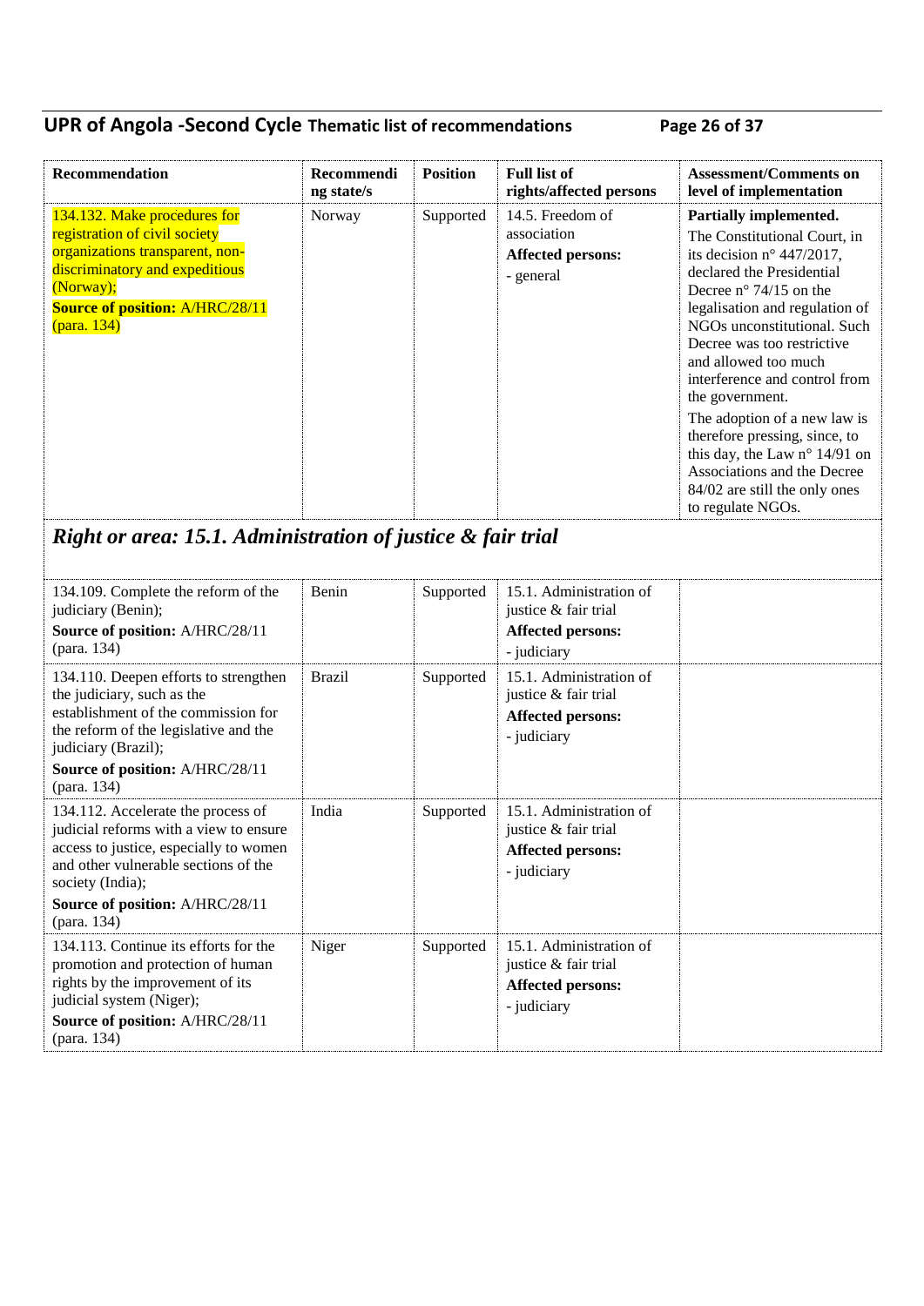| Recommendation | Recommending state/s | Position | Full list of rights/affected persons | Assessment/Comments on level of implementation |
|---|---|---|---|---|
| 134.132. Make procedures for registration of civil society organizations transparent, non-discriminatory and expeditious (Norway);<br>**Source of position:** A/HRC/28/11 (para. 134) | Norway | Supported | 14.5. Freedom of association<br>**Affected persons:**<br>- general | **Partially implemented.**<br>The Constitutional Court, in its decision n° 447/2017, declared the Presidential Decree n° 74/15 on the legalisation and regulation of NGOs unconstitutional. Such Decree was too restrictive and allowed too much interference and control from the government.<br>The adoption of a new law is therefore pressing, since, to this day, the Law n° 14/91 on Associations and the Decree 84/02 are still the only ones to regulate NGOs. |

## *Right or area: 15.1. Administration of justice & fair trial*

| Recommendation | Recommending state/s | Position | Full list of rights/affected persons | Assessment/Comments on level of implementation |
|---|---|---|---|---|
| 134.109. Complete the reform of the judiciary (Benin);<br>**Source of position:** A/HRC/28/11 (para. 134) | Benin | Supported | 15.1. Administration of justice & fair trial<br>**Affected persons:**<br>- judiciary | |
| 134.110. Deepen efforts to strengthen the judiciary, such as the establishment of the commission for the reform of the legislative and the judiciary (Brazil);<br>**Source of position:** A/HRC/28/11 (para. 134) | Brazil | Supported | 15.1. Administration of justice & fair trial<br>**Affected persons:**<br>- judiciary | |
| 134.112. Accelerate the process of judicial reforms with a view to ensure access to justice, especially to women and other vulnerable sections of the society (India);<br>**Source of position:** A/HRC/28/11 (para. 134) | India | Supported | 15.1. Administration of justice & fair trial<br>**Affected persons:**<br>- judiciary | |
| 134.113. Continue its efforts for the promotion and protection of human rights by the improvement of its judicial system (Niger);<br>**Source of position:** A/HRC/28/11 (para. 134) | Niger | Supported | 15.1. Administration of justice & fair trial<br>**Affected persons:**<br>- judiciary | |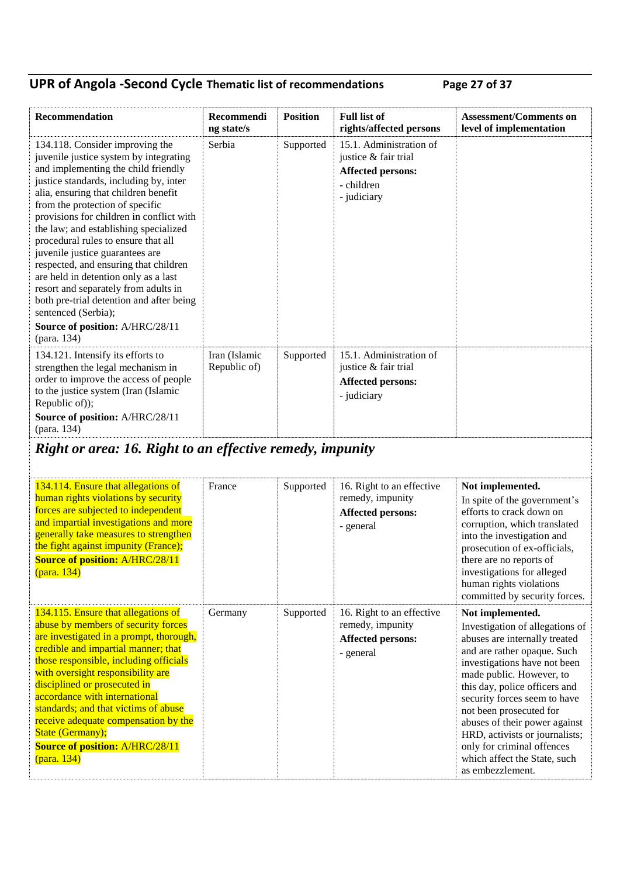| Recommendation | Recommending state/s | Position | Full list of rights/affected persons | Assessment/Comments on level of implementation |
|---|---|---|---|---|
| 134.118. Consider improving the juvenile justice system by integrating and implementing the child friendly justice standards, including by, inter alia, ensuring that children benefit from the protection of specific provisions for children in conflict with the law; and establishing specialized procedural rules to ensure that all juvenile justice guarantees are respected, and ensuring that children are held in detention only as a last resort and separately from adults in both pre-trial detention and after being sentenced (Serbia);<br>**Source of position:** A/HRC/28/11 (para. 134) | Serbia | Supported | 15.1. Administration of justice & fair trial<br>**Affected persons:**<br>- children<br>- judiciary | |
| 134.121. Intensify its efforts to strengthen the legal mechanism in order to improve the access of people to the justice system (Iran (Islamic Republic of));<br>**Source of position:** A/HRC/28/11 (para. 134) | Iran (Islamic Republic of) | Supported | 15.1. Administration of justice & fair trial<br>**Affected persons:**<br>- judiciary | |

## *Right or area: 16. Right to an effective remedy, impunity*

| Recommendation | Recommending state/s | Position | Full list of rights/affected persons | Assessment/Comments on level of implementation |
|---|---|---|---|---|
| 134.114. Ensure that allegations of human rights violations by security forces are subjected to independent and impartial investigations and more generally take measures to strengthen the fight against impunity (France);<br>**Source of position:** A/HRC/28/11 (para. 134) | France | Supported | 16. Right to an effective remedy, impunity<br>**Affected persons:**<br>- general | **Not implemented.**<br>In spite of the government's efforts to crack down on corruption, which translated into the investigation and prosecution of ex-officials, there are no reports of investigations for alleged human rights violations committed by security forces. |
| 134.115. Ensure that allegations of abuse by members of security forces are investigated in a prompt, thorough, credible and impartial manner; that those responsible, including officials with oversight responsibility are disciplined or prosecuted in accordance with international standards; and that victims of abuse receive adequate compensation by the State (Germany);<br>**Source of position:** A/HRC/28/11 (para. 134) | Germany | Supported | 16. Right to an effective remedy, impunity<br>**Affected persons:**<br>- general | **Not implemented.**<br>Investigation of allegations of abuses are internally treated and are rather opaque. Such investigations have not been made public. However, to this day, police officers and security forces seem to have not been prosecuted for abuses of their power against HRD, activists or journalists; only for criminal offences which affect the State, such as embezzlement. |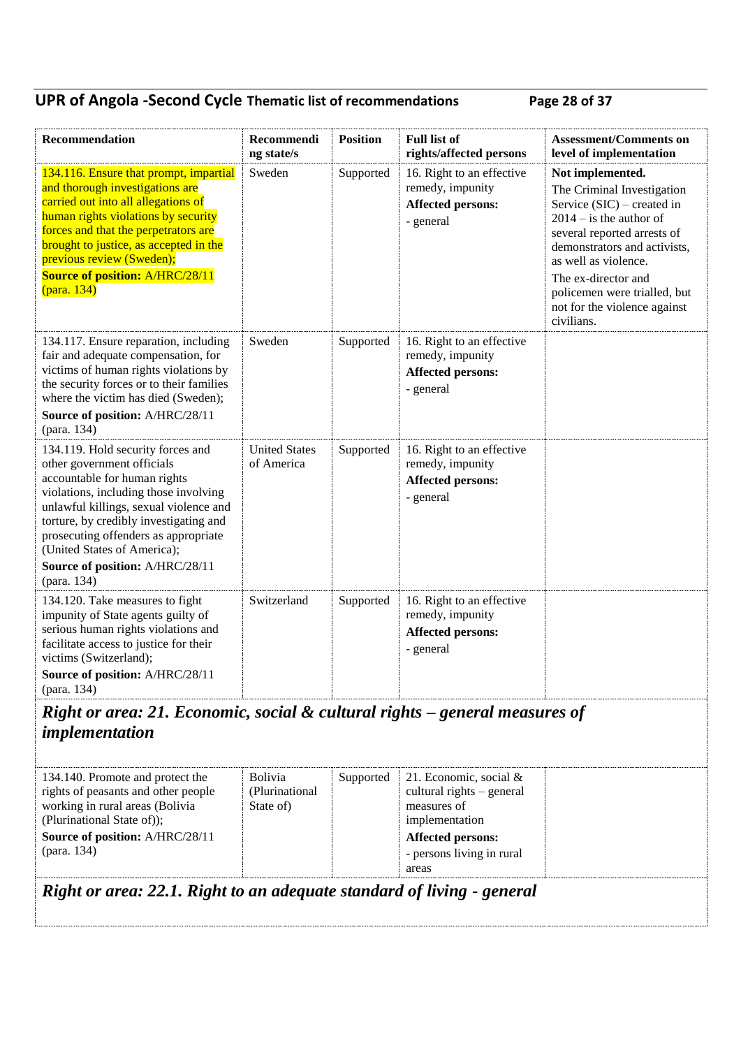| Recommendation | Recommending state/s | Position | Full list of rights/affected persons | Assessment/Comments on level of implementation |
|---|---|---|---|---|
| 134.116. Ensure that prompt, impartial and thorough investigations are carried out into all allegations of human rights violations by security forces and that the perpetrators are brought to justice, as accepted in the previous review (Sweden);<br>**Source of position:** A/HRC/28/11 (para. 134) | Sweden | Supported | 16. Right to an effective remedy, impunity<br>**Affected persons:**<br>- general | **Not implemented.**<br>The Criminal Investigation Service (SIC) – created in 2014 – is the author of several reported arrests of demonstrators and activists, as well as violence.<br>The ex-director and policemen were trialled, but not for the violence against civilians. |
| 134.117. Ensure reparation, including fair and adequate compensation, for victims of human rights violations by the security forces or to their families where the victim has died (Sweden);<br>**Source of position:** A/HRC/28/11 (para. 134) | Sweden | Supported | 16. Right to an effective remedy, impunity<br>**Affected persons:**<br>- general | |
| 134.119. Hold security forces and other government officials accountable for human rights violations, including those involving unlawful killings, sexual violence and torture, by credibly investigating and prosecuting offenders as appropriate (United States of America);<br>**Source of position:** A/HRC/28/11 (para. 134) | United States of America | Supported | 16. Right to an effective remedy, impunity<br>**Affected persons:**<br>- general | |
| 134.120. Take measures to fight impunity of State agents guilty of serious human rights violations and facilitate access to justice for their victims (Switzerland);<br>**Source of position:** A/HRC/28/11 (para. 134) | Switzerland | Supported | 16. Right to an effective remedy, impunity<br>**Affected persons:**<br>- general | |

## *Right or area: 21. Economic, social & cultural rights – general measures of implementation*

| Recommendation | Recommending state/s | Position | Full list of rights/affected persons | Assessment/Comments on level of implementation |
|---|---|---|---|---|
| 134.140. Promote and protect the rights of peasants and other people working in rural areas (Bolivia (Plurinational State of));<br>**Source of position:** A/HRC/28/11 (para. 134) | Bolivia (Plurinational State of) | Supported | 21. Economic, social & cultural rights – general measures of implementation<br>**Affected persons:**<br>- persons living in rural areas | |

## *Right or area: 22.1. Right to an adequate standard of living - general*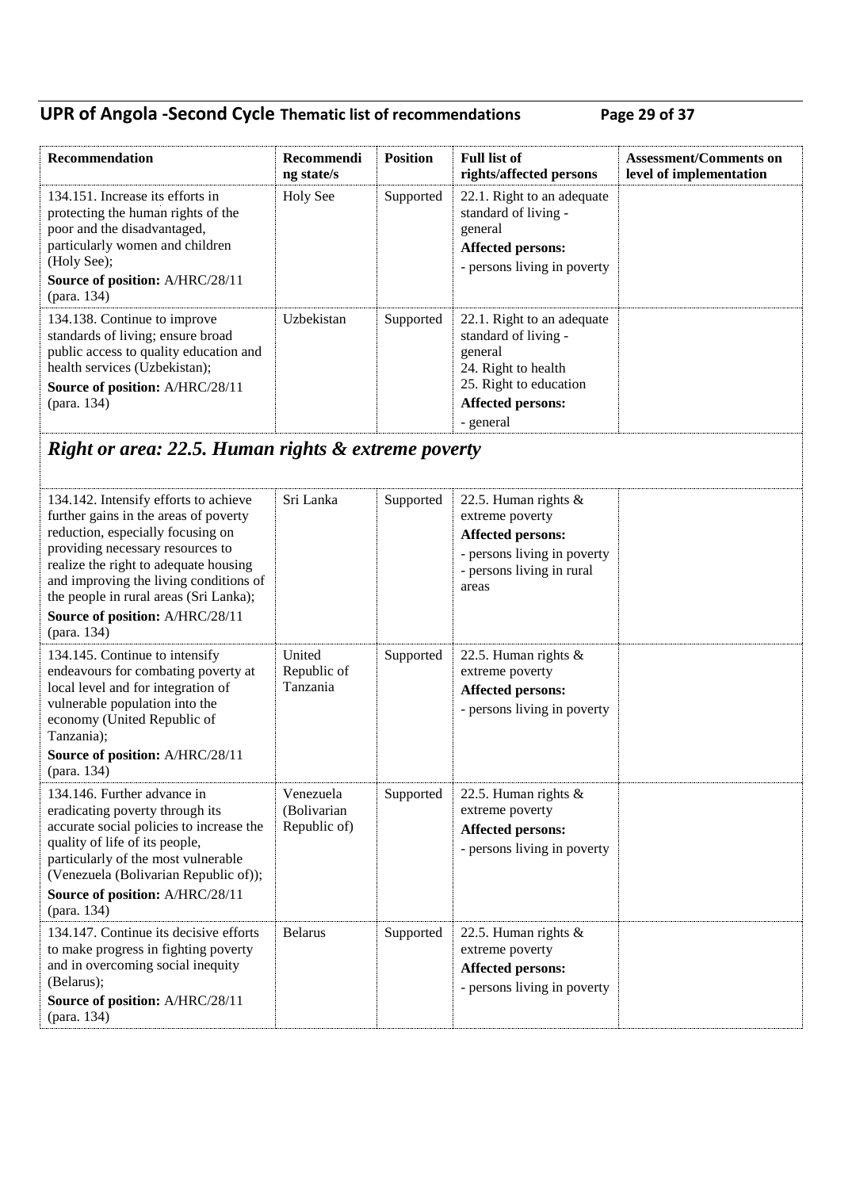| Recommendation | Recommending state/s | Position | Full list of rights/affected persons | Assessment/Comments on level of implementation |
|---|---|---|---|---|
| 134.151. Increase its efforts in protecting the human rights of the poor and the disadvantaged, particularly women and children (Holy See);<br>**Source of position:** A/HRC/28/11 (para. 134) | Holy See | Supported | 22.1. Right to an adequate standard of living - general<br>**Affected persons:**<br>- persons living in poverty | |
| 134.138. Continue to improve standards of living; ensure broad public access to quality education and health services (Uzbekistan);<br>**Source of position:** A/HRC/28/11 (para. 134) | Uzbekistan | Supported | 22.1. Right to an adequate standard of living - general<br>24. Right to health<br>25. Right to education<br>**Affected persons:**<br>- general | |

## *Right or area: 22.5. Human rights & extreme poverty*

| Recommendation | Recommending state/s | Position | Full list of rights/affected persons | Assessment/Comments on level of implementation |
|---|---|---|---|---|
| 134.142. Intensify efforts to achieve further gains in the areas of poverty reduction, especially focusing on providing necessary resources to realize the right to adequate housing and improving the living conditions of the people in rural areas (Sri Lanka);<br>**Source of position:** A/HRC/28/11 (para. 134) | Sri Lanka | Supported | 22.5. Human rights & extreme poverty<br>**Affected persons:**<br>- persons living in poverty<br>- persons living in rural areas | |
| 134.145. Continue to intensify endeavours for combating poverty at local level and for integration of vulnerable population into the economy (United Republic of Tanzania);<br>**Source of position:** A/HRC/28/11 (para. 134) | United Republic of Tanzania | Supported | 22.5. Human rights & extreme poverty<br>**Affected persons:**<br>- persons living in poverty | |
| 134.146. Further advance in eradicating poverty through its accurate social policies to increase the quality of life of its people, particularly of the most vulnerable (Venezuela (Bolivarian Republic of));<br>**Source of position:** A/HRC/28/11 (para. 134) | Venezuela (Bolivarian Republic of) | Supported | 22.5. Human rights & extreme poverty<br>**Affected persons:**<br>- persons living in poverty | |
| 134.147. Continue its decisive efforts to make progress in fighting poverty and in overcoming social inequity (Belarus);<br>**Source of position:** A/HRC/28/11 (para. 134) | Belarus | Supported | 22.5. Human rights & extreme poverty<br>**Affected persons:**<br>- persons living in poverty | |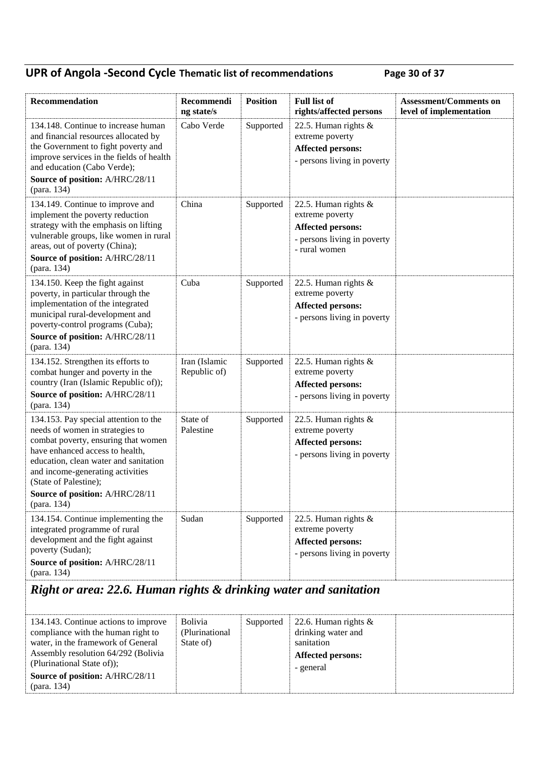| Recommendation | Recommending state/s | Position | Full list of rights/affected persons | Assessment/Comments on level of implementation |
|---|---|---|---|---|
| 134.148. Continue to increase human and financial resources allocated by the Government to fight poverty and improve services in the fields of health and education (Cabo Verde);<br>**Source of position:** A/HRC/28/11 (para. 134) | Cabo Verde | Supported | 22.5. Human rights & extreme poverty<br>**Affected persons:**<br>- persons living in poverty | |
| 134.149. Continue to improve and implement the poverty reduction strategy with the emphasis on lifting vulnerable groups, like women in rural areas, out of poverty (China);<br>**Source of position:** A/HRC/28/11 (para. 134) | China | Supported | 22.5. Human rights & extreme poverty<br>**Affected persons:**<br>- persons living in poverty<br>- rural women | |
| 134.150. Keep the fight against poverty, in particular through the implementation of the integrated municipal rural-development and poverty-control programs (Cuba);<br>**Source of position:** A/HRC/28/11 (para. 134) | Cuba | Supported | 22.5. Human rights & extreme poverty<br>**Affected persons:**<br>- persons living in poverty | |
| 134.152. Strengthen its efforts to combat hunger and poverty in the country (Iran (Islamic Republic of));<br>**Source of position:** A/HRC/28/11 (para. 134) | Iran (Islamic Republic of) | Supported | 22.5. Human rights & extreme poverty<br>**Affected persons:**<br>- persons living in poverty | |
| 134.153. Pay special attention to the needs of women in strategies to combat poverty, ensuring that women have enhanced access to health, education, clean water and sanitation and income-generating activities (State of Palestine);<br>**Source of position:** A/HRC/28/11 (para. 134) | State of Palestine | Supported | 22.5. Human rights & extreme poverty<br>**Affected persons:**<br>- persons living in poverty | |
| 134.154. Continue implementing the integrated programme of rural development and the fight against poverty (Sudan);<br>**Source of position:** A/HRC/28/11 (para. 134) | Sudan | Supported | 22.5. Human rights & extreme poverty<br>**Affected persons:**<br>- persons living in poverty | |
| ***Right or area: 22.6. Human rights & drinking water and sanitation*** | | | | |
| 134.143. Continue actions to improve compliance with the human right to water, in the framework of General Assembly resolution 64/292 (Bolivia (Plurinational State of));<br>**Source of position:** A/HRC/28/11 (para. 134) | Bolivia (Plurinational State of) | Supported | 22.6. Human rights & drinking water and sanitation<br>**Affected persons:**<br>- general | |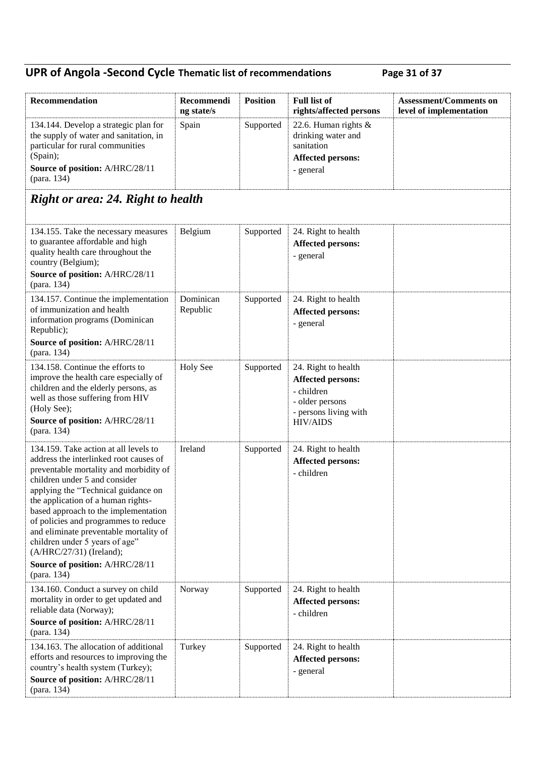| Recommendation | Recommending state/s | Position | Full list of rights/affected persons | Assessment/Comments on level of implementation |
|---|---|---|---|---|
| 134.144. Develop a strategic plan for the supply of water and sanitation, in particular for rural communities (Spain);<br>**Source of position:** A/HRC/28/11 (para. 134) | Spain | Supported | 22.6. Human rights & drinking water and sanitation<br>**Affected persons:**<br>- general | |

## *Right or area: 24. Right to health*

| Recommendation | Recommending state/s | Position | Full list of rights/affected persons | Assessment/Comments on level of implementation |
|---|---|---|---|---|
| 134.155. Take the necessary measures to guarantee affordable and high quality health care throughout the country (Belgium);<br>**Source of position:** A/HRC/28/11 (para. 134) | Belgium | Supported | 24. Right to health<br>**Affected persons:**<br>- general | |
| 134.157. Continue the implementation of immunization and health information programs (Dominican Republic);<br>**Source of position:** A/HRC/28/11 (para. 134) | Dominican Republic | Supported | 24. Right to health<br>**Affected persons:**<br>- general | |
| 134.158. Continue the efforts to improve the health care especially of children and the elderly persons, as well as those suffering from HIV (Holy See);<br>**Source of position:** A/HRC/28/11 (para. 134) | Holy See | Supported | 24. Right to health<br>**Affected persons:**<br>- children<br>- older persons<br>- persons living with HIV/AIDS | |
| 134.159. Take action at all levels to address the interlinked root causes of preventable mortality and morbidity of children under 5 and consider applying the "Technical guidance on the application of a human rights-based approach to the implementation of policies and programmes to reduce and eliminate preventable mortality of children under 5 years of age" (A/HRC/27/31) (Ireland);<br>**Source of position:** A/HRC/28/11 (para. 134) | Ireland | Supported | 24. Right to health<br>**Affected persons:**<br>- children | |
| 134.160. Conduct a survey on child mortality in order to get updated and reliable data (Norway);<br>**Source of position:** A/HRC/28/11 (para. 134) | Norway | Supported | 24. Right to health<br>**Affected persons:**<br>- children | |
| 134.163. The allocation of additional efforts and resources to improving the country's health system (Turkey);<br>**Source of position:** A/HRC/28/11 (para. 134) | Turkey | Supported | 24. Right to health<br>**Affected persons:**<br>- general | |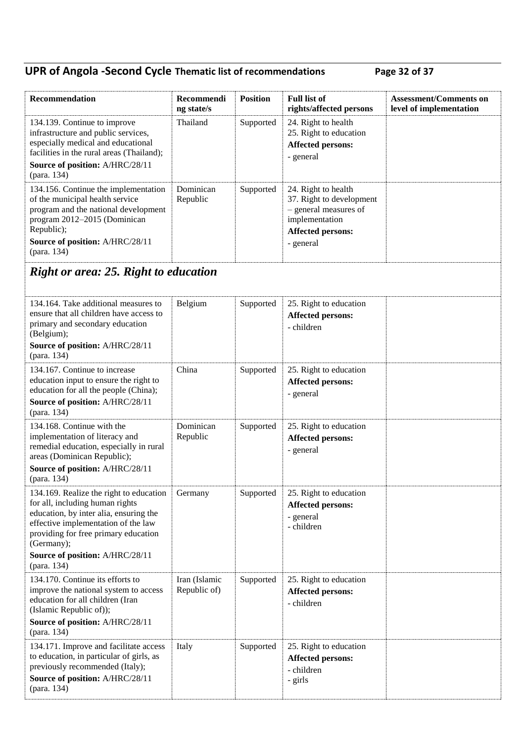| Recommendation | Recommending state/s | Position | Full list of rights/affected persons | Assessment/Comments on level of implementation |
|---|---|---|---|---|
| 134.139. Continue to improve infrastructure and public services, especially medical and educational facilities in the rural areas (Thailand);<br>**Source of position:** A/HRC/28/11 (para. 134) | Thailand | Supported | 24. Right to health<br>25. Right to education<br>**Affected persons:**<br>- general | |
| 134.156. Continue the implementation of the municipal health service program and the national development program 2012–2015 (Dominican Republic);<br>**Source of position:** A/HRC/28/11 (para. 134) | Dominican Republic | Supported | 24. Right to health<br>37. Right to development – general measures of implementation<br>**Affected persons:**<br>- general | |

## *Right or area: 25. Right to education*

| Recommendation | Recommending state/s | Position | Full list of rights/affected persons | Assessment/Comments on level of implementation |
|---|---|---|---|---|
| 134.164. Take additional measures to ensure that all children have access to primary and secondary education (Belgium);<br>**Source of position:** A/HRC/28/11 (para. 134) | Belgium | Supported | 25. Right to education<br>**Affected persons:**<br>- children | |
| 134.167. Continue to increase education input to ensure the right to education for all the people (China);<br>**Source of position:** A/HRC/28/11 (para. 134) | China | Supported | 25. Right to education<br>**Affected persons:**<br>- general | |
| 134.168. Continue with the implementation of literacy and remedial education, especially in rural areas (Dominican Republic);<br>**Source of position:** A/HRC/28/11 (para. 134) | Dominican Republic | Supported | 25. Right to education<br>**Affected persons:**<br>- general | |
| 134.169. Realize the right to education for all, including human rights education, by inter alia, ensuring the effective implementation of the law providing for free primary education (Germany);<br>**Source of position:** A/HRC/28/11 (para. 134) | Germany | Supported | 25. Right to education<br>**Affected persons:**<br>- general<br>- children | |
| 134.170. Continue its efforts to improve the national system to access education for all children (Iran (Islamic Republic of));<br>**Source of position:** A/HRC/28/11 (para. 134) | Iran (Islamic Republic of) | Supported | 25. Right to education<br>**Affected persons:**<br>- children | |
| 134.171. Improve and facilitate access to education, in particular of girls, as previously recommended (Italy);<br>**Source of position:** A/HRC/28/11 (para. 134) | Italy | Supported | 25. Right to education<br>**Affected persons:**<br>- children<br>- girls | |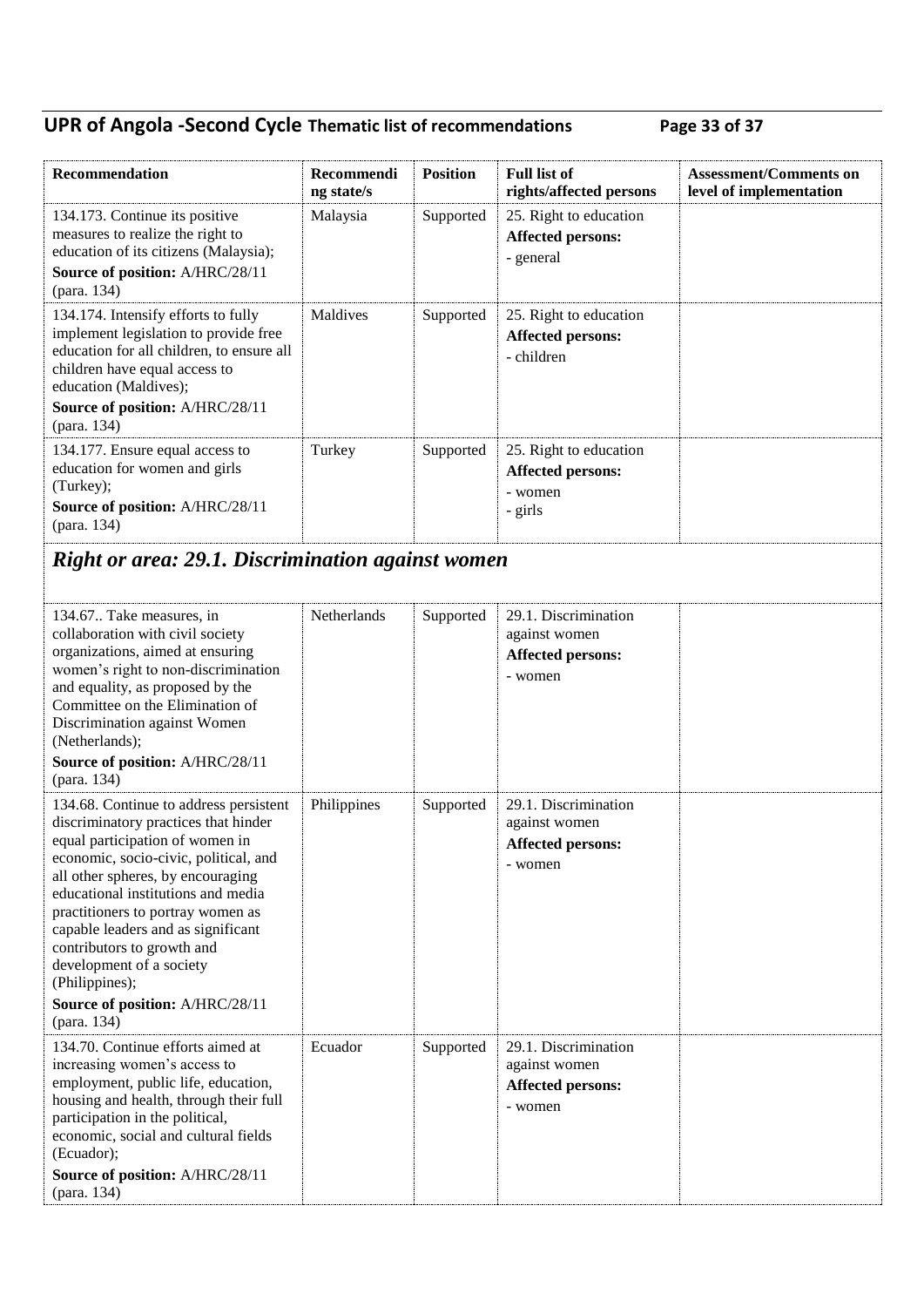| Recommendation | Recommending state/s | Position | Full list of rights/affected persons | Assessment/Comments on level of implementation |
|---|---|---|---|---|
| 134.173. Continue its positive measures to realize the right to education of its citizens (Malaysia);<br>**Source of position:** A/HRC/28/11 (para. 134) | Malaysia | Supported | 25. Right to education<br>**Affected persons:**<br>- general | |
| 134.174. Intensify efforts to fully implement legislation to provide free education for all children, to ensure all children have equal access to education (Maldives);<br>**Source of position:** A/HRC/28/11 (para. 134) | Maldives | Supported | 25. Right to education<br>**Affected persons:**<br>- children | |
| 134.177. Ensure equal access to education for women and girls (Turkey);<br>**Source of position:** A/HRC/28/11 (para. 134) | Turkey | Supported | 25. Right to education<br>**Affected persons:**<br>- women<br>- girls | |

## *Right or area: 29.1. Discrimination against women*

| Recommendation | Recommending state/s | Position | Full list of rights/affected persons | Assessment/Comments on level of implementation |
|---|---|---|---|---|
| 134.67.. Take measures, in collaboration with civil society organizations, aimed at ensuring women's right to non-discrimination and equality, as proposed by the Committee on the Elimination of Discrimination against Women (Netherlands);<br>**Source of position:** A/HRC/28/11 (para. 134) | Netherlands | Supported | 29.1. Discrimination against women<br>**Affected persons:**<br>- women | |
| 134.68. Continue to address persistent discriminatory practices that hinder equal participation of women in economic, socio-civic, political, and all other spheres, by encouraging educational institutions and media practitioners to portray women as capable leaders and as significant contributors to growth and development of a society (Philippines);<br>**Source of position:** A/HRC/28/11 (para. 134) | Philippines | Supported | 29.1. Discrimination against women<br>**Affected persons:**<br>- women | |
| 134.70. Continue efforts aimed at increasing women's access to employment, public life, education, housing and health, through their full participation in the political, economic, social and cultural fields (Ecuador);<br>**Source of position:** A/HRC/28/11 (para. 134) | Ecuador | Supported | 29.1. Discrimination against women<br>**Affected persons:**<br>- women | |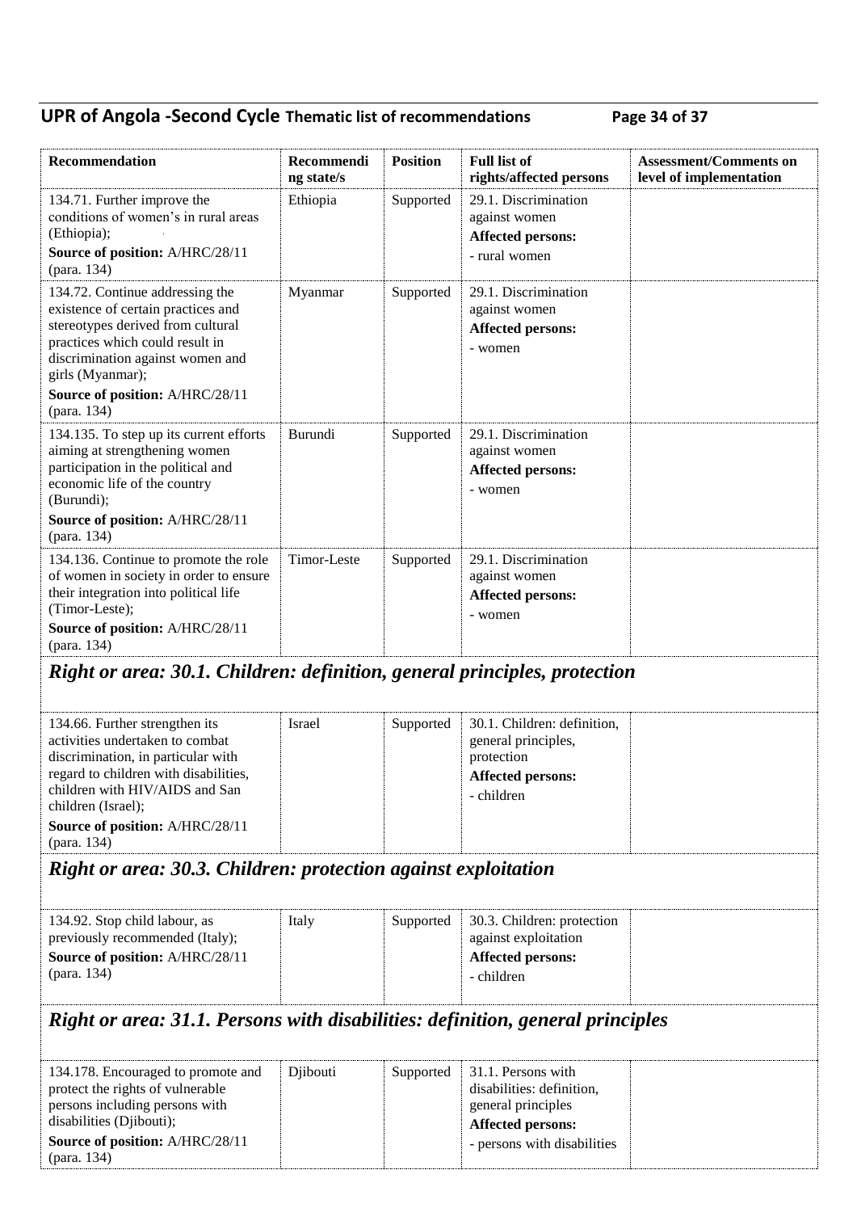| Recommendation | Recommending state/s | Position | Full list of rights/affected persons | Assessment/Comments on level of implementation |
|---|---|---|---|---|
| 134.71. Further improve the conditions of women's in rural areas (Ethiopia);<br>**Source of position:** A/HRC/28/11 (para. 134) | Ethiopia | Supported | 29.1. Discrimination against women<br>**Affected persons:**<br>- rural women | |
| 134.72. Continue addressing the existence of certain practices and stereotypes derived from cultural practices which could result in discrimination against women and girls (Myanmar);<br>**Source of position:** A/HRC/28/11 (para. 134) | Myanmar | Supported | 29.1. Discrimination against women<br>**Affected persons:**<br>- women | |
| 134.135. To step up its current efforts aiming at strengthening women participation in the political and economic life of the country (Burundi);<br>**Source of position:** A/HRC/28/11 (para. 134) | Burundi | Supported | 29.1. Discrimination against women<br>**Affected persons:**<br>- women | |
| 134.136. Continue to promote the role of women in society in order to ensure their integration into political life (Timor-Leste);<br>**Source of position:** A/HRC/28/11 (para. 134) | Timor-Leste | Supported | 29.1. Discrimination against women<br>**Affected persons:**<br>- women | |
| ***Right or area: 30.1. Children: definition, general principles, protection*** | | | | |
| 134.66. Further strengthen its activities undertaken to combat discrimination, in particular with regard to children with disabilities, children with HIV/AIDS and San children (Israel);<br>**Source of position:** A/HRC/28/11 (para. 134) | Israel | Supported | 30.1. Children: definition, general principles, protection<br>**Affected persons:**<br>- children | |
| ***Right or area: 30.3. Children: protection against exploitation*** | | | | |
| 134.92. Stop child labour, as previously recommended (Italy);<br>**Source of position:** A/HRC/28/11 (para. 134) | Italy | Supported | 30.3. Children: protection against exploitation<br>**Affected persons:**<br>- children | |
| ***Right or area: 31.1. Persons with disabilities: definition, general principles*** | | | | |
| 134.178. Encouraged to promote and protect the rights of vulnerable persons including persons with disabilities (Djibouti);<br>**Source of position:** A/HRC/28/11 (para. 134) | Djibouti | Supported | 31.1. Persons with disabilities: definition, general principles<br>**Affected persons:**<br>- persons with disabilities | |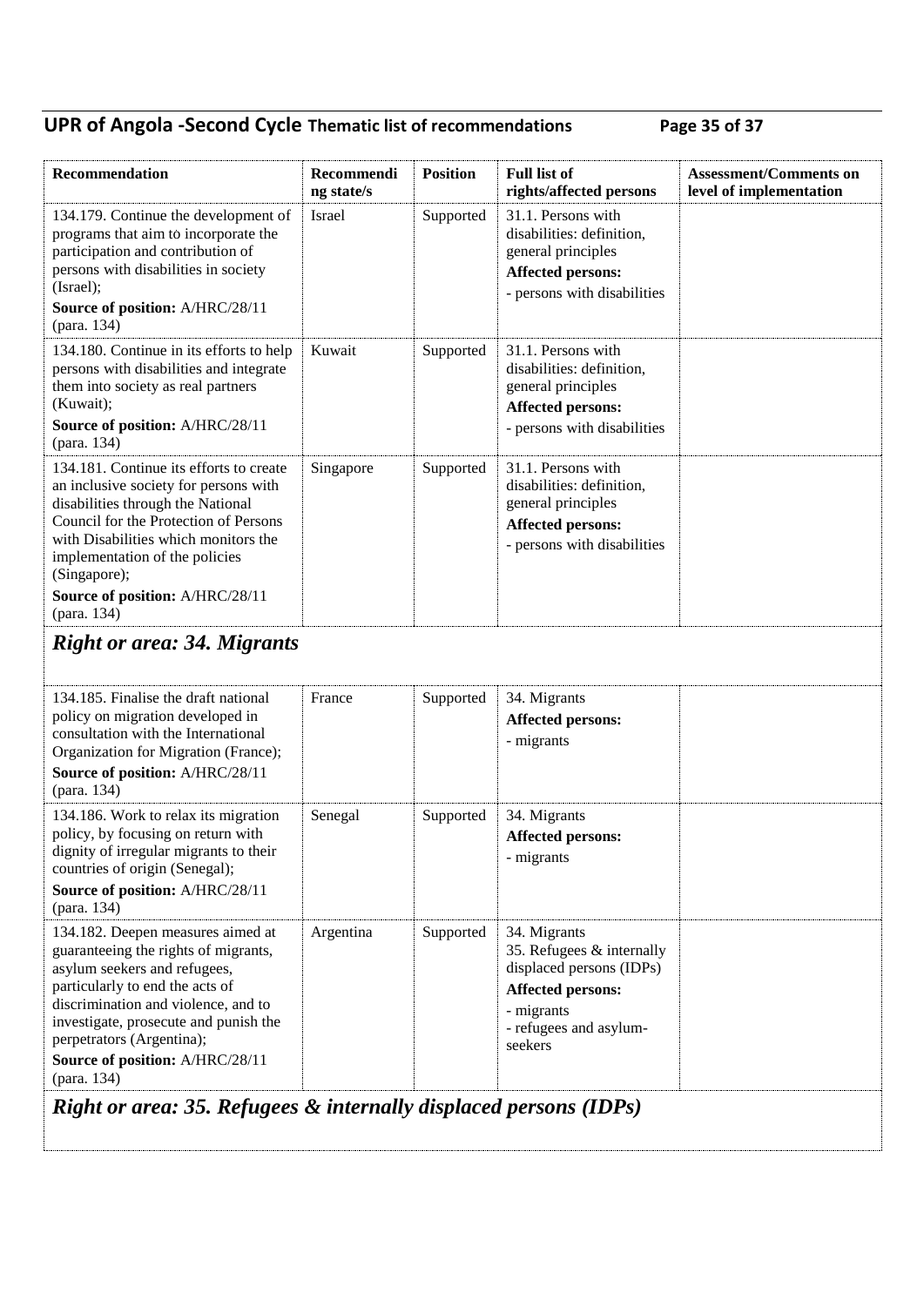| Recommendation | Recommending state/s | Position | Full list of rights/affected persons | Assessment/Comments on level of implementation |
|---|---|---|---|---|
| 134.179. Continue the development of programs that aim to incorporate the participation and contribution of persons with disabilities in society (Israel);<br>**Source of position:** A/HRC/28/11 (para. 134) | Israel | Supported | 31.1. Persons with disabilities: definition, general principles<br>**Affected persons:**<br>- persons with disabilities | |
| 134.180. Continue in its efforts to help persons with disabilities and integrate them into society as real partners (Kuwait);<br>**Source of position:** A/HRC/28/11 (para. 134) | Kuwait | Supported | 31.1. Persons with disabilities: definition, general principles<br>**Affected persons:**<br>- persons with disabilities | |
| 134.181. Continue its efforts to create an inclusive society for persons with disabilities through the National Council for the Protection of Persons with Disabilities which monitors the implementation of the policies (Singapore);<br>**Source of position:** A/HRC/28/11 (para. 134) | Singapore | Supported | 31.1. Persons with disabilities: definition, general principles<br>**Affected persons:**<br>- persons with disabilities | |
| ***Right or area: 34. Migrants*** | | | | |
| 134.185. Finalise the draft national policy on migration developed in consultation with the International Organization for Migration (France);<br>**Source of position:** A/HRC/28/11 (para. 134) | France | Supported | 34. Migrants<br>**Affected persons:**<br>- migrants | |
| 134.186. Work to relax its migration policy, by focusing on return with dignity of irregular migrants to their countries of origin (Senegal);<br>**Source of position:** A/HRC/28/11 (para. 134) | Senegal | Supported | 34. Migrants<br>**Affected persons:**<br>- migrants | |
| 134.182. Deepen measures aimed at guaranteeing the rights of migrants, asylum seekers and refugees, particularly to end the acts of discrimination and violence, and to investigate, prosecute and punish the perpetrators (Argentina);<br>**Source of position:** A/HRC/28/11 (para. 134) | Argentina | Supported | 34. Migrants<br>35. Refugees & internally displaced persons (IDPs)<br>**Affected persons:**<br>- migrants<br>- refugees and asylum-seekers | |
| ***Right or area: 35. Refugees & internally displaced persons (IDPs)*** | | | | |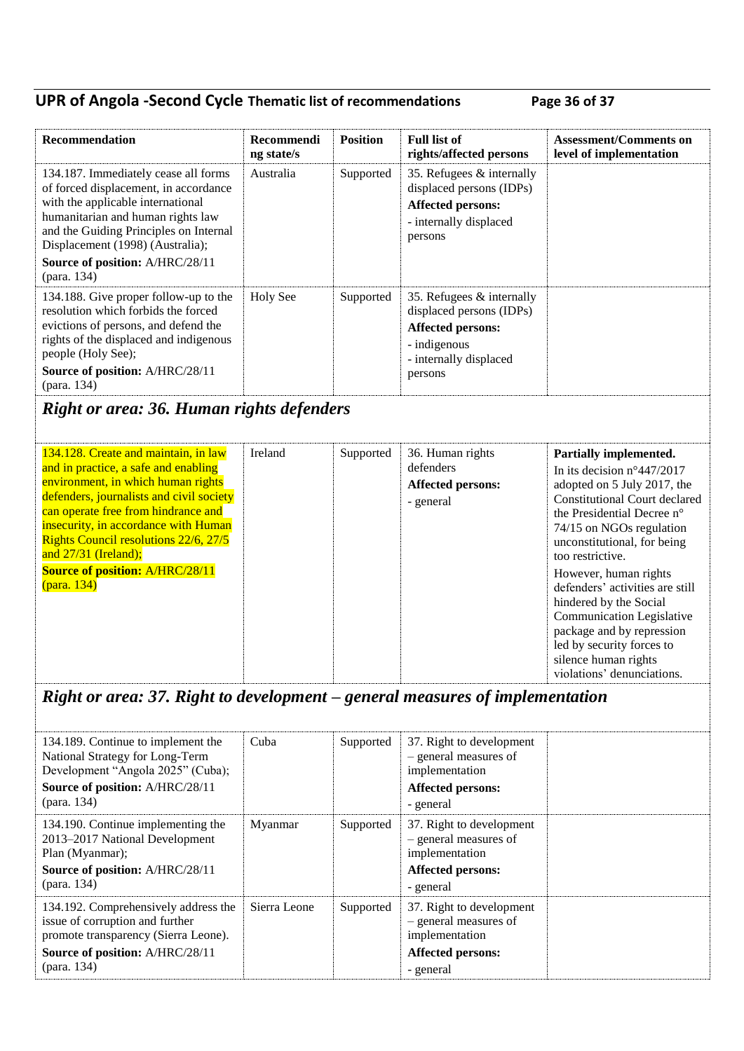| Recommendation | Recommending state/s | Position | Full list of rights/affected persons | Assessment/Comments on level of implementation |
|---|---|---|---|---|
| 134.187. Immediately cease all forms of forced displacement, in accordance with the applicable international humanitarian and human rights law and the Guiding Principles on Internal Displacement (1998) (Australia);<br>**Source of position:** A/HRC/28/11 (para. 134) | Australia | Supported | 35. Refugees & internally displaced persons (IDPs)<br>**Affected persons:**<br>- internally displaced persons | |
| 134.188. Give proper follow-up to the resolution which forbids the forced evictions of persons, and defend the rights of the displaced and indigenous people (Holy See);<br>**Source of position:** A/HRC/28/11 (para. 134) | Holy See | Supported | 35. Refugees & internally displaced persons (IDPs)<br>**Affected persons:**<br>- indigenous<br>- internally displaced persons | |

## *Right or area: 36. Human rights defenders*

| Recommendation | Recommending state/s | Position | Full list of rights/affected persons | Assessment/Comments on level of implementation |
|---|---|---|---|---|
| 134.128. Create and maintain, in law and in practice, a safe and enabling environment, in which human rights defenders, journalists and civil society can operate free from hindrance and insecurity, in accordance with Human Rights Council resolutions 22/6, 27/5 and 27/31 (Ireland);<br>**Source of position:** A/HRC/28/11 (para. 134) | Ireland | Supported | 36. Human rights defenders<br>**Affected persons:**<br>- general | **Partially implemented.**<br>In its decision n°447/2017 adopted on 5 July 2017, the Constitutional Court declared the Presidential Decree n° 74/15 on NGOs regulation unconstitutional, for being too restrictive.<br>However, human rights defenders' activities are still hindered by the Social Communication Legislative package and by repression led by security forces to silence human rights violations' denunciations. |

## *Right or area: 37. Right to development – general measures of implementation*

| Recommendation | Recommending state/s | Position | Full list of rights/affected persons | Assessment/Comments on level of implementation |
|---|---|---|---|---|
| 134.189. Continue to implement the National Strategy for Long-Term Development "Angola 2025" (Cuba);<br>**Source of position:** A/HRC/28/11 (para. 134) | Cuba | Supported | 37. Right to development – general measures of implementation<br>**Affected persons:**<br>- general | |
| 134.190. Continue implementing the 2013–2017 National Development Plan (Myanmar);<br>**Source of position:** A/HRC/28/11 (para. 134) | Myanmar | Supported | 37. Right to development – general measures of implementation<br>**Affected persons:**<br>- general | |
| 134.192. Comprehensively address the issue of corruption and further promote transparency (Sierra Leone).<br>**Source of position:** A/HRC/28/11 (para. 134) | Sierra Leone | Supported | 37. Right to development – general measures of implementation<br>**Affected persons:**<br>- general | |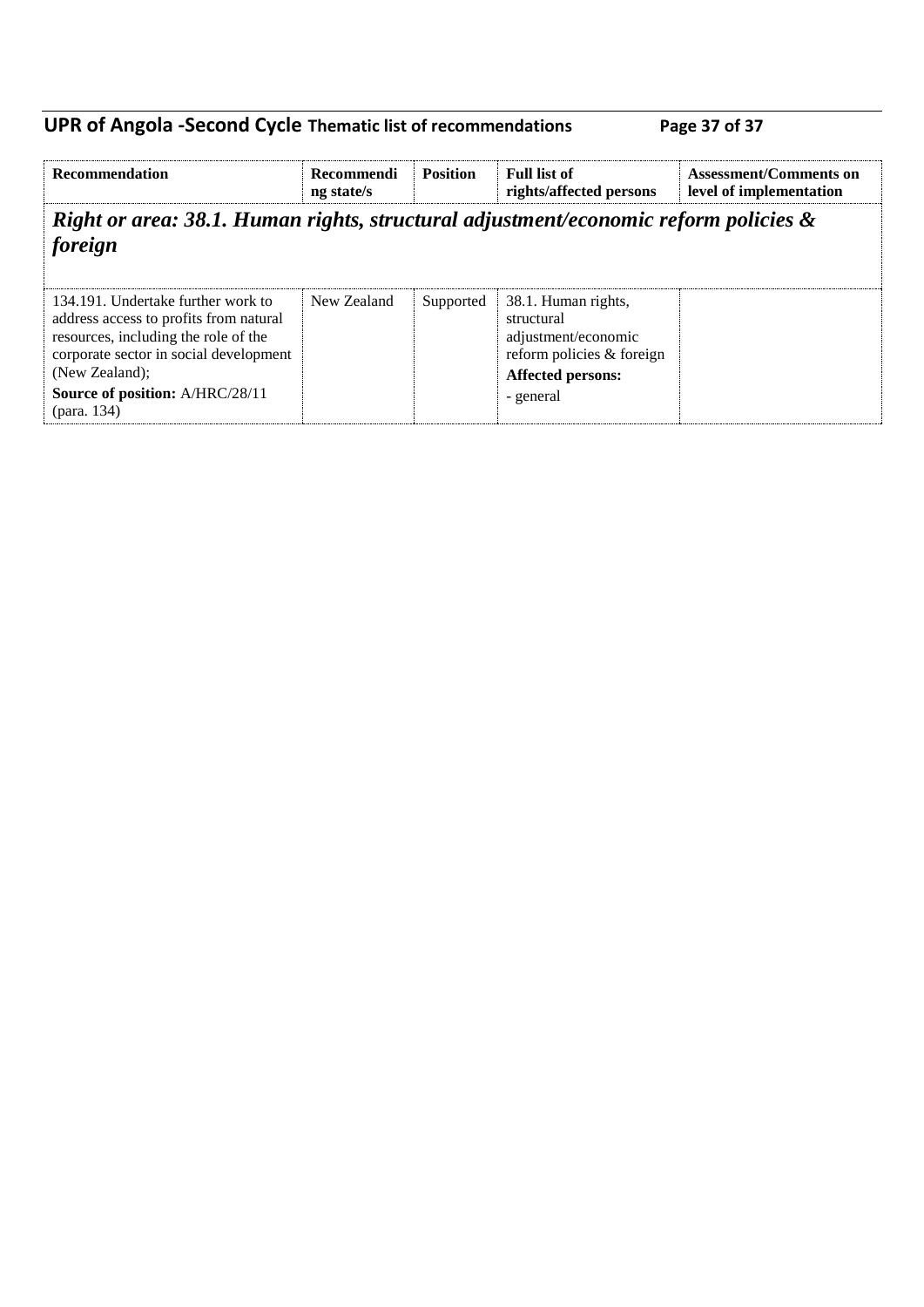| Recommendation | Recommending state/s | Position | Full list of rights/affected persons | Assessment/Comments on level of implementation |
|---|---|---|---|---|
| ***Right or area: 38.1. Human rights, structural adjustment/economic reform policies & foreign*** | | | | |
| 134.191. Undertake further work to address access to profits from natural resources, including the role of the corporate sector in social development (New Zealand);<br>**Source of position:** A/HRC/28/11 (para. 134) | New Zealand | Supported | 38.1. Human rights, structural adjustment/economic reform policies & foreign<br>**Affected persons:**<br>- general | |